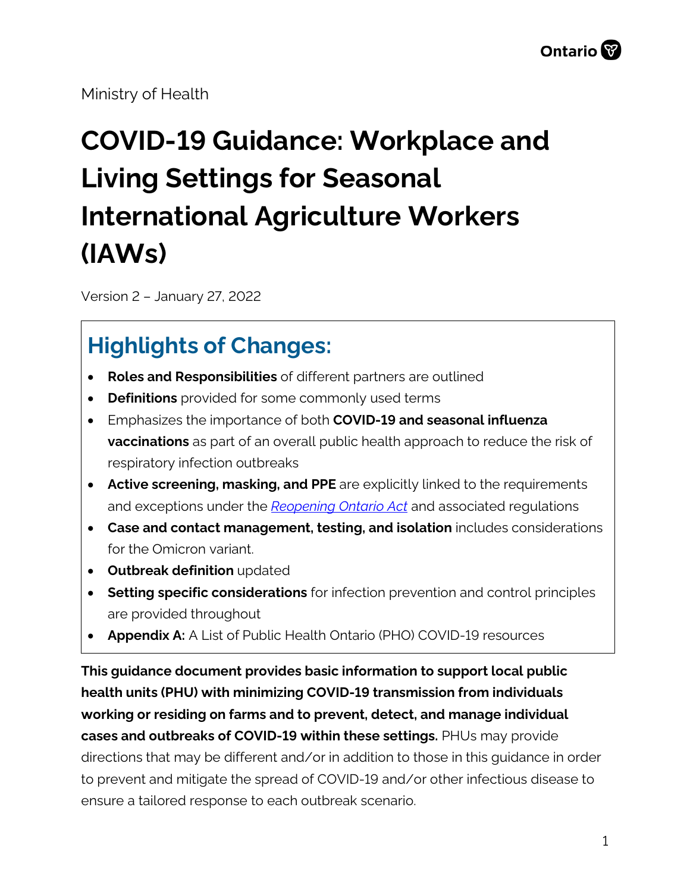Ontario

Ministry of Health

# COVID-19 Guidance: Workplace and Living Settings for Seasonal International Agriculture Workers (IAWs)

Version 2 – January 27, 2022

## Highlights of Changes:

- **Roles and Responsibilities** of different partners are outlined
- **Definitions** provided for some commonly used terms
- Emphasizes the importance of both **COVID-19 and seasonal influenza vaccinations** as part of an overall public health approach to reduce the risk of respiratory infection outbreaks
- **Active screening, masking, and PPE** are explicitly linked to the requirements and exceptions under the *Reopening Ontario Act* and associated regulations
- **Case and contact management, testing, and isolation** includes considerations for the Omicron variant.
- **Outbreak definition** updated
- **Setting specific considerations** for infection prevention and control principles are provided throughout
- **Appendix A:** A List of Public Health Ontario (PHO) COVID-19 resources

**This guidance document provides basic information to support local public health units (PHU) with minimizing COVID-19 transmission from individuals working or residing on farms and to prevent, detect, and manage individual cases and outbreaks of COVID-19 within these settings.** PHUs may provide directions that may be different and/or in addition to those in this guidance in order to prevent and mitigate the spread of COVID-19 and/or other infectious disease to ensure a tailored response to each outbreak scenario.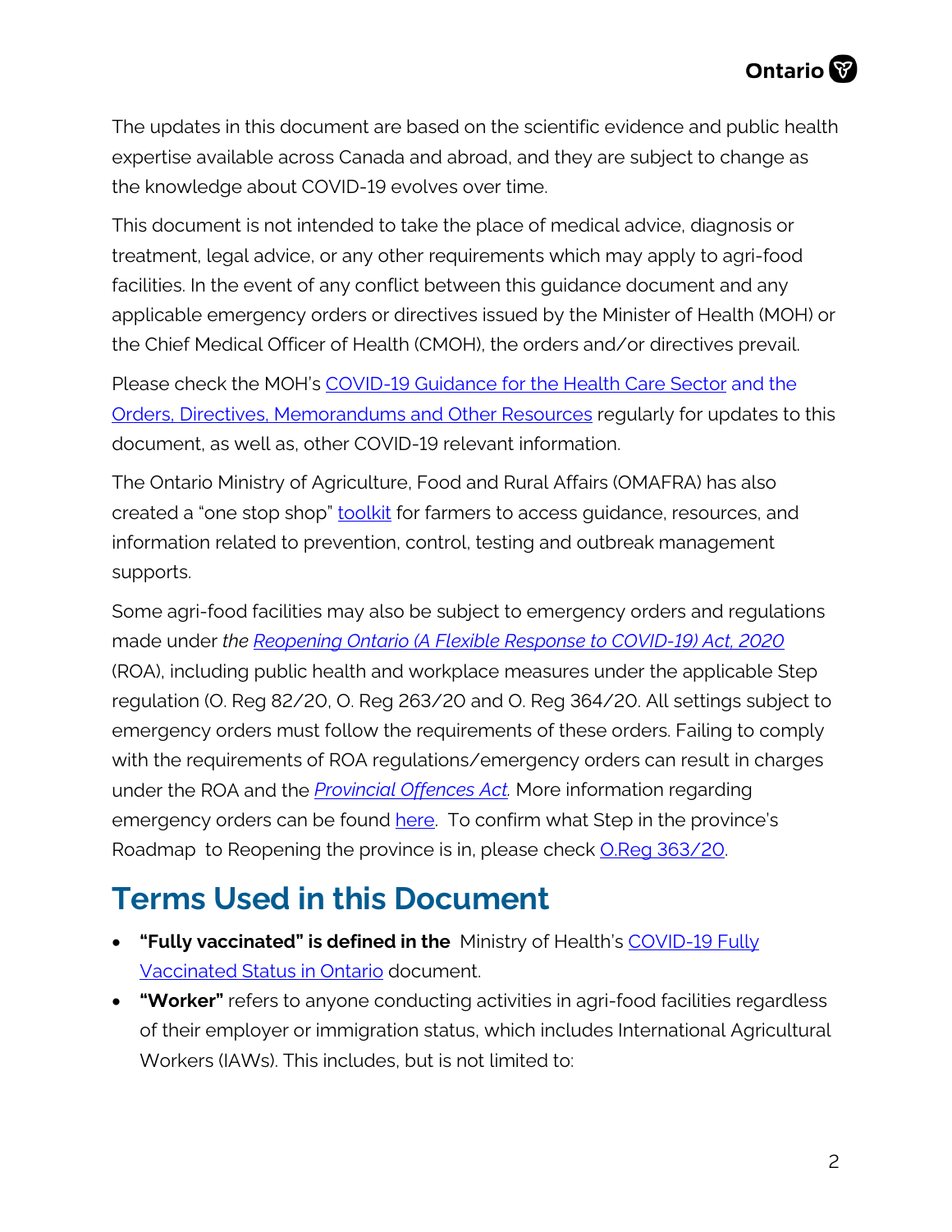The updates in this document are based on the scientific evidence and public health expertise available across Canada and abroad, and they are subject to change as the knowledge about COVID-19 evolves over time.

This document is not intended to take the place of medical advice, diagnosis or treatment, legal advice, or any other requirements which may apply to agri-food facilities. In the event of any conflict between this guidance document and any applicable emergency orders or directives issued by the Minister of Health (MOH) or the Chief Medical Officer of Health (CMOH), the orders and/or directives prevail.

Please check the MOH's COVID-19 Guidance for the Health Care Sector and the Orders, Directives, Memorandums and Other Resources regularly for updates to this document, as well as, other COVID-19 relevant information.

The Ontario Ministry of Agriculture, Food and Rural Affairs (OMAFRA) has also created a "one stop shop" toolkit for farmers to access guidance, resources, and information related to prevention, control, testing and outbreak management supports.

Some agri-food facilities may also be subject to emergency orders and regulations made under *the Reopening Ontario (A Flexible Response to COVID-19) Act, 2020* (ROA), including public health and workplace measures under the applicable Step regulation (O. Reg 82/20, O. Reg 263/20 and O. Reg 364/20. All settings subject to emergency orders must follow the requirements of these orders. Failing to comply with the requirements of ROA regulations/emergency orders can result in charges under the ROA and the *Provincial Offences Act*. More information regarding emergency orders can be found here. To confirm what Step in the province's Roadmap to Reopening the province is in, please check O.Reg 363/20.

## Terms Used in this Document

- **"Fully vaccinated" is defined in the** Ministry of Health's COVID-19 Fully Vaccinated Status in Ontario document.
- **"Worker"** refers to anyone conducting activities in agri-food facilities regardless of their employer or immigration status, which includes International Agricultural Workers (IAWs). This includes, but is not limited to: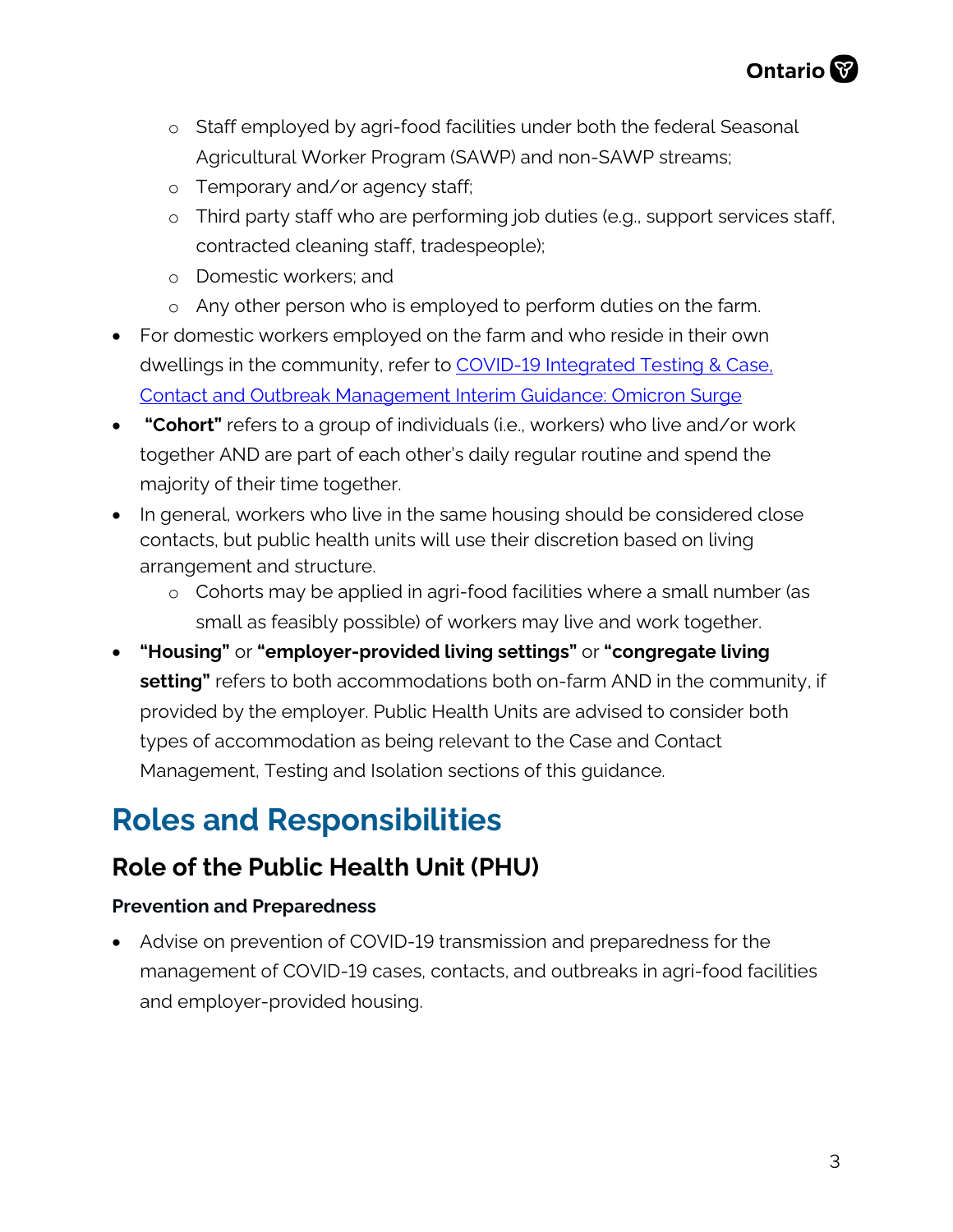- Staff employed by agri-food facilities under both the federal Seasonal Agricultural Worker Program (SAWP) and non-SAWP streams;
  - Temporary and/or agency staff;
  - Third party staff who are performing job duties (e.g., support services staff, contracted cleaning staff, tradespeople);
  - Domestic workers; and
  - Any other person who is employed to perform duties on the farm.
- For domestic workers employed on the farm and who reside in their own dwellings in the community, refer to [COVID-19 Integrated Testing & Case, Contact and Outbreak Management Interim Guidance: Omicron Surge]
- **"Cohort"** refers to a group of individuals (i.e., workers) who live and/or work together AND are part of each other's daily regular routine and spend the majority of their time together.
- In general, workers who live in the same housing should be considered close contacts, but public health units will use their discretion based on living arrangement and structure.
  - Cohorts may be applied in agri-food facilities where a small number (as small as feasibly possible) of workers may live and work together.
- **"Housing"** or **"employer-provided living settings"** or **"congregate living setting"** refers to both accommodations both on-farm AND in the community, if provided by the employer. Public Health Units are advised to consider both types of accommodation as being relevant to the Case and Contact Management, Testing and Isolation sections of this guidance.

# Roles and Responsibilities

## Role of the Public Health Unit (PHU)

### Prevention and Preparedness

- Advise on prevention of COVID-19 transmission and preparedness for the management of COVID-19 cases, contacts, and outbreaks in agri-food facilities and employer-provided housing.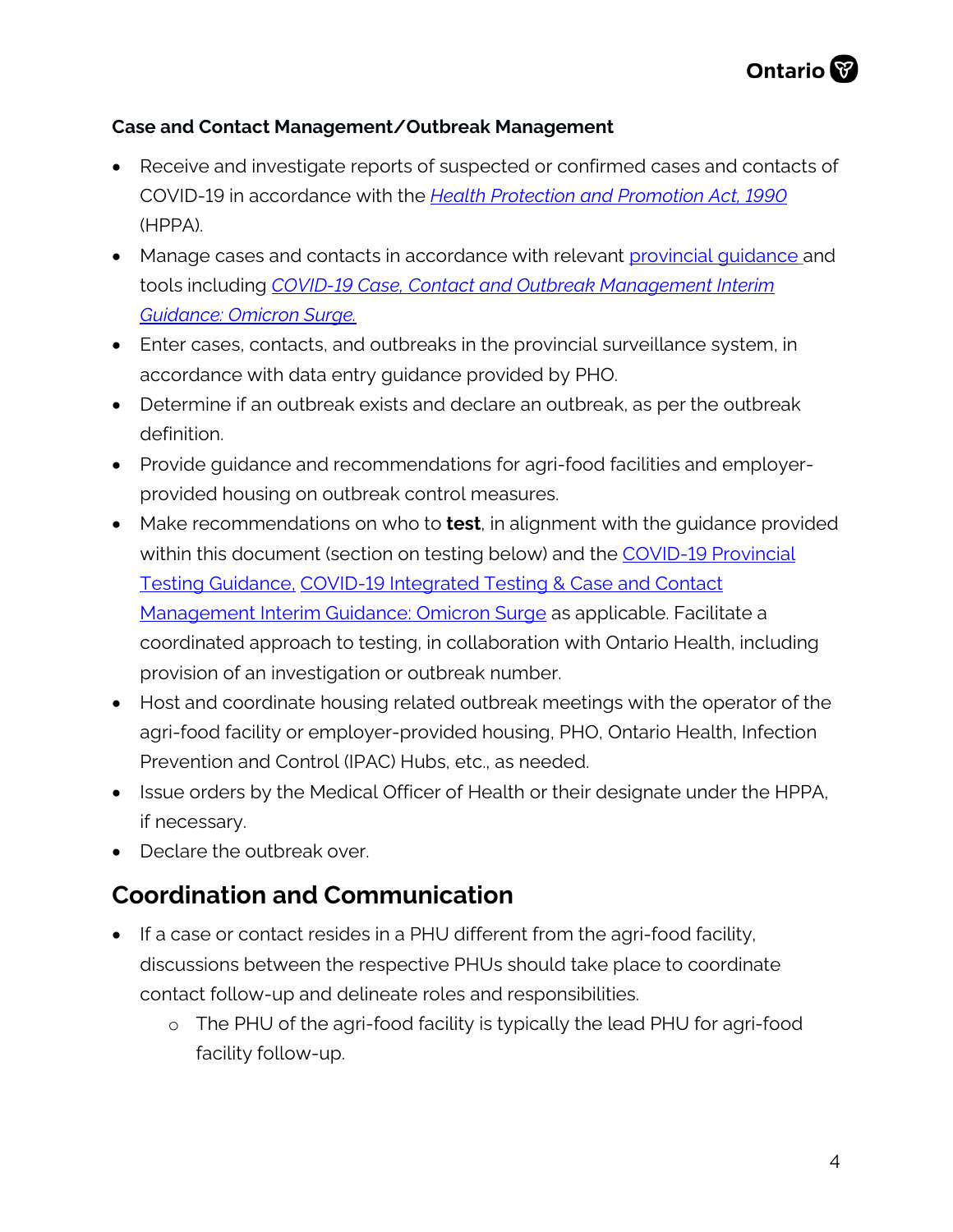### Case and Contact Management/Outbreak Management

- Receive and investigate reports of suspected or confirmed cases and contacts of COVID-19 in accordance with the *Health Protection and Promotion Act, 1990* (HPPA).
- Manage cases and contacts in accordance with relevant provincial guidance and tools including *COVID-19 Case, Contact and Outbreak Management Interim Guidance: Omicron Surge.*
- Enter cases, contacts, and outbreaks in the provincial surveillance system, in accordance with data entry guidance provided by PHO.
- Determine if an outbreak exists and declare an outbreak, as per the outbreak definition.
- Provide guidance and recommendations for agri-food facilities and employer-provided housing on outbreak control measures.
- Make recommendations on who to **test**, in alignment with the guidance provided within this document (section on testing below) and the COVID-19 Provincial Testing Guidance, COVID-19 Integrated Testing & Case and Contact Management Interim Guidance: Omicron Surge as applicable. Facilitate a coordinated approach to testing, in collaboration with Ontario Health, including provision of an investigation or outbreak number.
- Host and coordinate housing related outbreak meetings with the operator of the agri-food facility or employer-provided housing, PHO, Ontario Health, Infection Prevention and Control (IPAC) Hubs, etc., as needed.
- Issue orders by the Medical Officer of Health or their designate under the HPPA, if necessary.
- Declare the outbreak over.

## Coordination and Communication

- If a case or contact resides in a PHU different from the agri-food facility, discussions between the respective PHUs should take place to coordinate contact follow-up and delineate roles and responsibilities.
    - The PHU of the agri-food facility is typically the lead PHU for agri-food facility follow-up.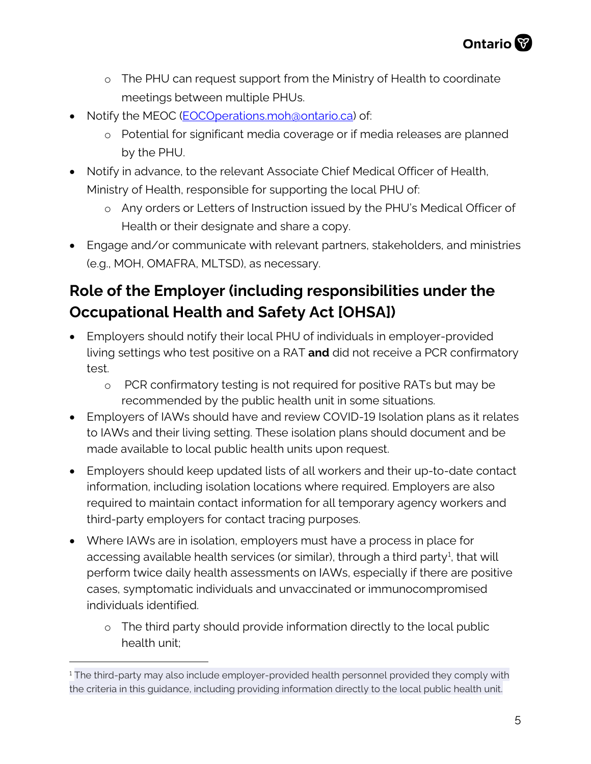- The PHU can request support from the Ministry of Health to coordinate meetings between multiple PHUs.
- Notify the MEOC (EOCOperations.moh@ontario.ca) of:
    - Potential for significant media coverage or if media releases are planned by the PHU.
- Notify in advance, to the relevant Associate Chief Medical Officer of Health, Ministry of Health, responsible for supporting the local PHU of:
    - Any orders or Letters of Instruction issued by the PHU's Medical Officer of Health or their designate and share a copy.
- Engage and/or communicate with relevant partners, stakeholders, and ministries (e.g., MOH, OMAFRA, MLTSD), as necessary.

## Role of the Employer (including responsibilities under the Occupational Health and Safety Act [OHSA])

- Employers should notify their local PHU of individuals in employer-provided living settings who test positive on a RAT **and** did not receive a PCR confirmatory test.
    - PCR confirmatory testing is not required for positive RATs but may be recommended by the public health unit in some situations.
- Employers of IAWs should have and review COVID-19 Isolation plans as it relates to IAWs and their living setting. These isolation plans should document and be made available to local public health units upon request.
- Employers should keep updated lists of all workers and their up-to-date contact information, including isolation locations where required. Employers are also required to maintain contact information for all temporary agency workers and third-party employers for contact tracing purposes.
- Where IAWs are in isolation, employers must have a process in place for accessing available health services (or similar), through a third party[1], that will perform twice daily health assessments on IAWs, especially if there are positive cases, symptomatic individuals and unvaccinated or immunocompromised individuals identified.
    - The third party should provide information directly to the local public health unit;

[1] The third-party may also include employer-provided health personnel provided they comply with the criteria in this guidance, including providing information directly to the local public health unit.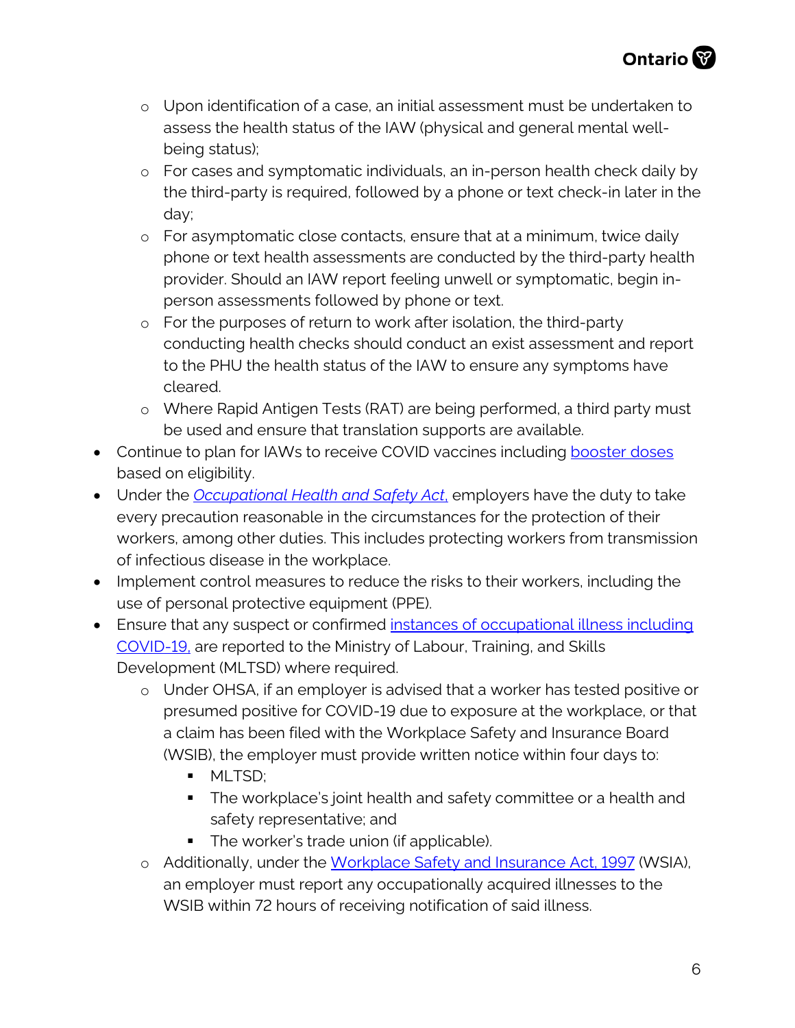- Upon identification of a case, an initial assessment must be undertaken to assess the health status of the IAW (physical and general mental well-being status);
  - For cases and symptomatic individuals, an in-person health check daily by the third-party is required, followed by a phone or text check-in later in the day;
  - For asymptomatic close contacts, ensure that at a minimum, twice daily phone or text health assessments are conducted by the third-party health provider. Should an IAW report feeling unwell or symptomatic, begin in-person assessments followed by phone or text.
  - For the purposes of return to work after isolation, the third-party conducting health checks should conduct an exist assessment and report to the PHU the health status of the IAW to ensure any symptoms have cleared.
  - Where Rapid Antigen Tests (RAT) are being performed, a third party must be used and ensure that translation supports are available.
- Continue to plan for IAWs to receive COVID vaccines including booster doses based on eligibility.
- Under the *Occupational Health and Safety Act*, employers have the duty to take every precaution reasonable in the circumstances for the protection of their workers, among other duties. This includes protecting workers from transmission of infectious disease in the workplace.
- Implement control measures to reduce the risks to their workers, including the use of personal protective equipment (PPE).
- Ensure that any suspect or confirmed instances of occupational illness including COVID-19, are reported to the Ministry of Labour, Training, and Skills Development (MLTSD) where required.
  - Under OHSA, if an employer is advised that a worker has tested positive or presumed positive for COVID-19 due to exposure at the workplace, or that a claim has been filed with the Workplace Safety and Insurance Board (WSIB), the employer must provide written notice within four days to:
    - MLTSD;
    - The workplace's joint health and safety committee or a health and safety representative; and
    - The worker's trade union (if applicable).
  - Additionally, under the Workplace Safety and Insurance Act, 1997 (WSIA), an employer must report any occupationally acquired illnesses to the WSIB within 72 hours of receiving notification of said illness.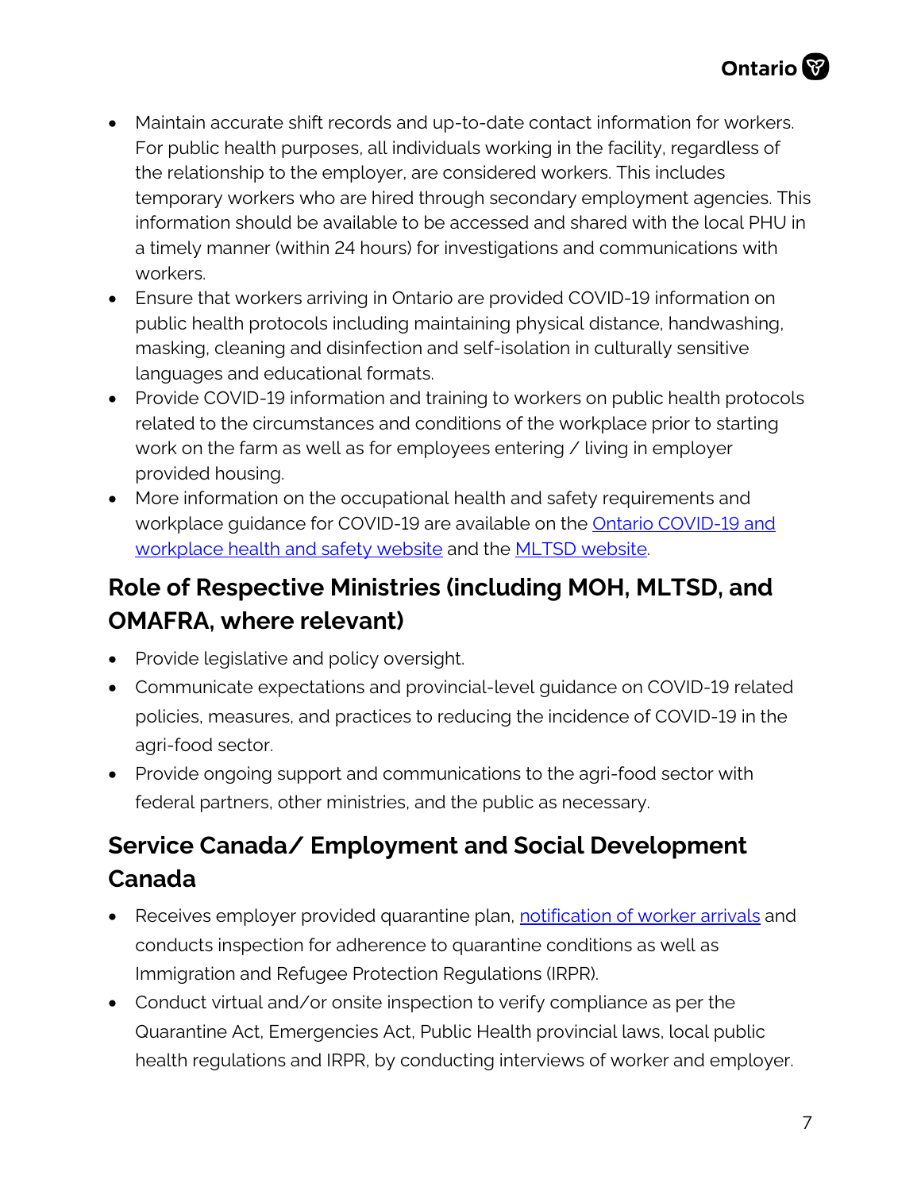- Maintain accurate shift records and up-to-date contact information for workers. For public health purposes, all individuals working in the facility, regardless of the relationship to the employer, are considered workers. This includes temporary workers who are hired through secondary employment agencies. This information should be available to be accessed and shared with the local PHU in a timely manner (within 24 hours) for investigations and communications with workers.
- Ensure that workers arriving in Ontario are provided COVID-19 information on public health protocols including maintaining physical distance, handwashing, masking, cleaning and disinfection and self-isolation in culturally sensitive languages and educational formats.
- Provide COVID-19 information and training to workers on public health protocols related to the circumstances and conditions of the workplace prior to starting work on the farm as well as for employees entering / living in employer provided housing.
- More information on the occupational health and safety requirements and workplace guidance for COVID-19 are available on the [Ontario COVID-19 and workplace health and safety website]() and the [MLTSD website]().

## Role of Respective Ministries (including MOH, MLTSD, and OMAFRA, where relevant)

- Provide legislative and policy oversight.
- Communicate expectations and provincial-level guidance on COVID-19 related policies, measures, and practices to reducing the incidence of COVID-19 in the agri-food sector.
- Provide ongoing support and communications to the agri-food sector with federal partners, other ministries, and the public as necessary.

## Service Canada/ Employment and Social Development Canada

- Receives employer provided quarantine plan, [notification of worker arrivals]() and conducts inspection for adherence to quarantine conditions as well as Immigration and Refugee Protection Regulations (IRPR).
- Conduct virtual and/or onsite inspection to verify compliance as per the Quarantine Act, Emergencies Act, Public Health provincial laws, local public health regulations and IRPR, by conducting interviews of worker and employer.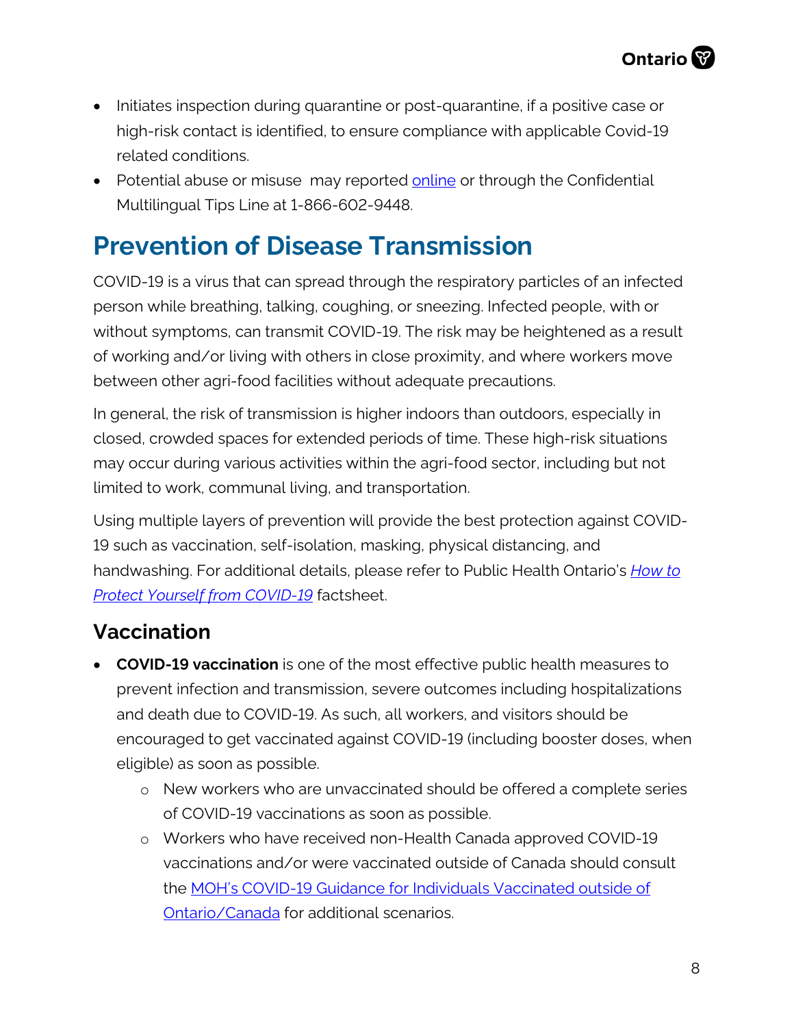- Initiates inspection during quarantine or post-quarantine, if a positive case or high-risk contact is identified, to ensure compliance with applicable Covid-19 related conditions.
- Potential abuse or misuse  may reported online or through the Confidential Multilingual Tips Line at 1-866-602-9448.

# Prevention of Disease Transmission

COVID-19 is a virus that can spread through the respiratory particles of an infected person while breathing, talking, coughing, or sneezing. Infected people, with or without symptoms, can transmit COVID-19. The risk may be heightened as a result of working and/or living with others in close proximity, and where workers move between other agri-food facilities without adequate precautions.

In general, the risk of transmission is higher indoors than outdoors, especially in closed, crowded spaces for extended periods of time. These high-risk situations may occur during various activities within the agri-food sector, including but not limited to work, communal living, and transportation.

Using multiple layers of prevention will provide the best protection against COVID-19 such as vaccination, self-isolation, masking, physical distancing, and handwashing. For additional details, please refer to Public Health Ontario's *How to Protect Yourself from COVID-19* factsheet.

## Vaccination

- **COVID-19 vaccination** is one of the most effective public health measures to prevent infection and transmission, severe outcomes including hospitalizations and death due to COVID-19. As such, all workers, and visitors should be encouraged to get vaccinated against COVID-19 (including booster doses, when eligible) as soon as possible.
  - New workers who are unvaccinated should be offered a complete series of COVID-19 vaccinations as soon as possible.
  - Workers who have received non-Health Canada approved COVID-19 vaccinations and/or were vaccinated outside of Canada should consult the MOH's COVID-19 Guidance for Individuals Vaccinated outside of Ontario/Canada for additional scenarios.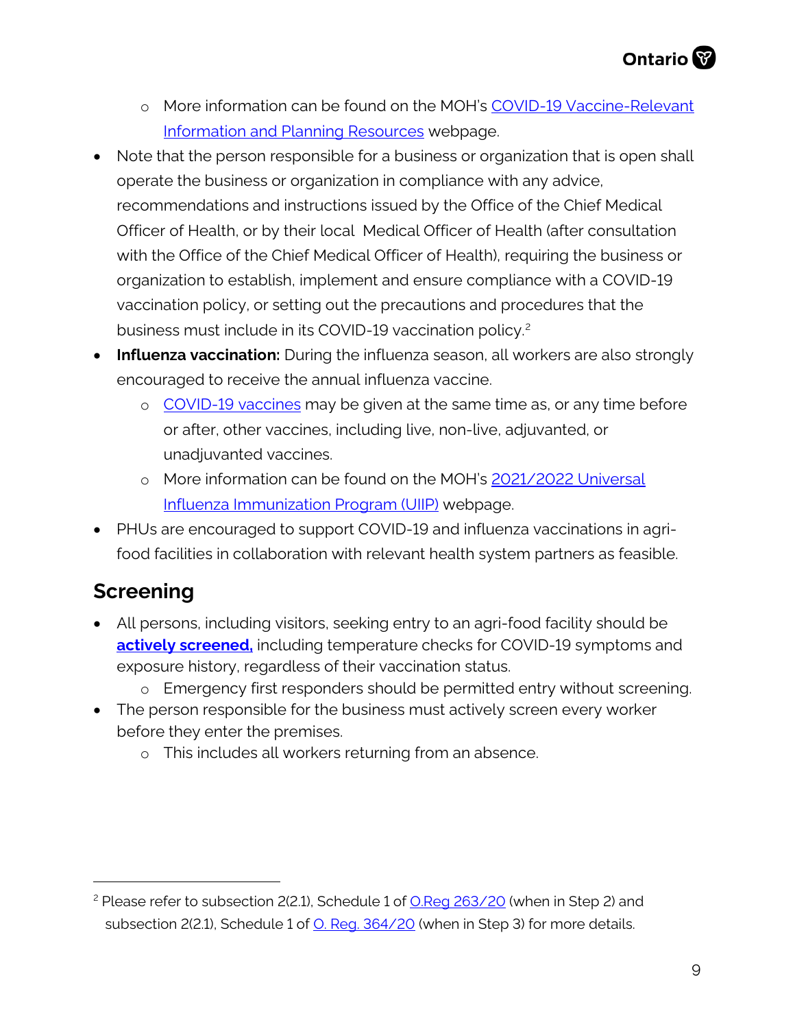- More information can be found on the MOH's COVID-19 Vaccine-Relevant Information and Planning Resources webpage.
- Note that the person responsible for a business or organization that is open shall operate the business or organization in compliance with any advice, recommendations and instructions issued by the Office of the Chief Medical Officer of Health, or by their local Medical Officer of Health (after consultation with the Office of the Chief Medical Officer of Health), requiring the business or organization to establish, implement and ensure compliance with a COVID-19 vaccination policy, or setting out the precautions and procedures that the business must include in its COVID-19 vaccination policy.[2]
- **Influenza vaccination:** During the influenza season, all workers are also strongly encouraged to receive the annual influenza vaccine.
    - COVID-19 vaccines may be given at the same time as, or any time before or after, other vaccines, including live, non-live, adjuvanted, or unadjuvanted vaccines.
    - More information can be found on the MOH's 2021/2022 Universal Influenza Immunization Program (UIIP) webpage.
- PHUs are encouraged to support COVID-19 and influenza vaccinations in agri-food facilities in collaboration with relevant health system partners as feasible.

## Screening

- All persons, including visitors, seeking entry to an agri-food facility should be **actively screened,** including temperature checks for COVID-19 symptoms and exposure history, regardless of their vaccination status.
    - Emergency first responders should be permitted entry without screening.
- The person responsible for the business must actively screen every worker before they enter the premises.
    - This includes all workers returning from an absence.

[2] Please refer to subsection 2(2.1), Schedule 1 of O.Reg 263/20 (when in Step 2) and subsection 2(2.1), Schedule 1 of O. Reg. 364/20 (when in Step 3) for more details.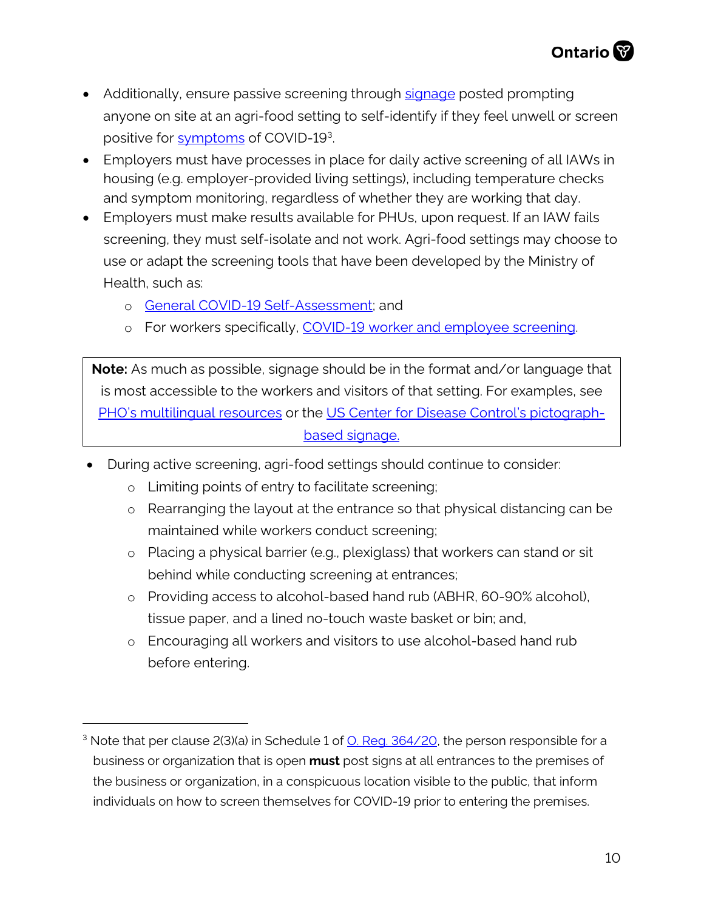- Additionally, ensure passive screening through signage posted prompting anyone on site at an agri-food setting to self-identify if they feel unwell or screen positive for symptoms of COVID-19[3].
- Employers must have processes in place for daily active screening of all IAWs in housing (e.g. employer-provided living settings), including temperature checks and symptom monitoring, regardless of whether they are working that day.
- Employers must make results available for PHUs, upon request. If an IAW fails screening, they must self-isolate and not work. Agri-food settings may choose to use or adapt the screening tools that have been developed by the Ministry of Health, such as:
  - General COVID-19 Self-Assessment; and
  - For workers specifically, COVID-19 worker and employee screening.

> **Note:** As much as possible, signage should be in the format and/or language that is most accessible to the workers and visitors of that setting. For examples, see PHO's multilingual resources or the US Center for Disease Control's pictograph-based signage.

- During active screening, agri-food settings should continue to consider:
  - Limiting points of entry to facilitate screening;
  - Rearranging the layout at the entrance so that physical distancing can be maintained while workers conduct screening;
  - Placing a physical barrier (e.g., plexiglass) that workers can stand or sit behind while conducting screening at entrances;
  - Providing access to alcohol-based hand rub (ABHR, 60-90% alcohol), tissue paper, and a lined no-touch waste basket or bin; and,
  - Encouraging all workers and visitors to use alcohol-based hand rub before entering.

[3] Note that per clause 2(3)(a) in Schedule 1 of O. Reg. 364/20, the person responsible for a business or organization that is open **must** post signs at all entrances to the premises of the business or organization, in a conspicuous location visible to the public, that inform individuals on how to screen themselves for COVID-19 prior to entering the premises.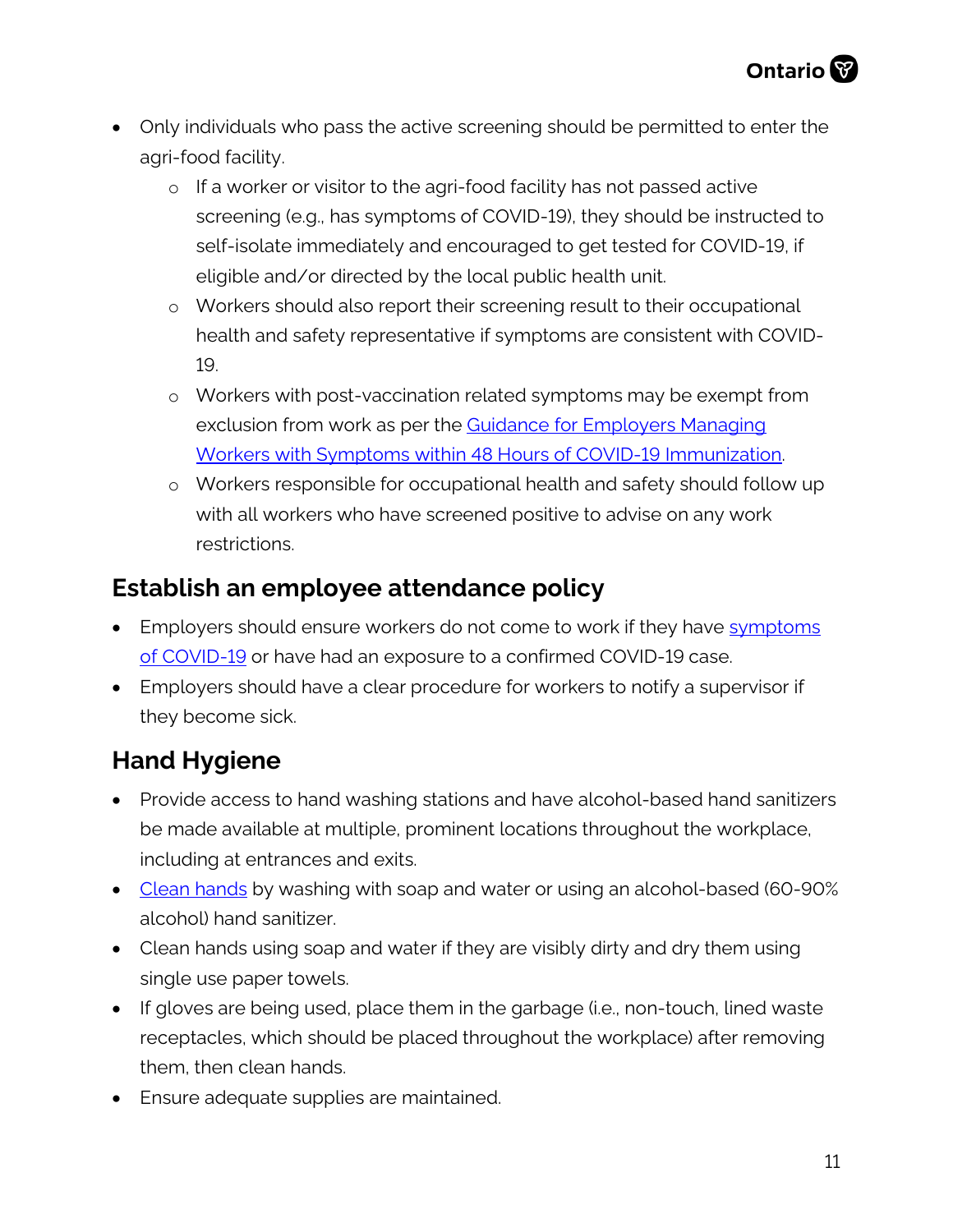- Only individuals who pass the active screening should be permitted to enter the agri-food facility.
    - If a worker or visitor to the agri-food facility has not passed active screening (e.g., has symptoms of COVID-19), they should be instructed to self-isolate immediately and encouraged to get tested for COVID-19, if eligible and/or directed by the local public health unit.
    - Workers should also report their screening result to their occupational health and safety representative if symptoms are consistent with COVID-19.
    - Workers with post-vaccination related symptoms may be exempt from exclusion from work as per the Guidance for Employers Managing Workers with Symptoms within 48 Hours of COVID-19 Immunization.
    - Workers responsible for occupational health and safety should follow up with all workers who have screened positive to advise on any work restrictions.

## Establish an employee attendance policy

- Employers should ensure workers do not come to work if they have symptoms of COVID-19 or have had an exposure to a confirmed COVID-19 case.
- Employers should have a clear procedure for workers to notify a supervisor if they become sick.

## Hand Hygiene

- Provide access to hand washing stations and have alcohol-based hand sanitizers be made available at multiple, prominent locations throughout the workplace, including at entrances and exits.
- Clean hands by washing with soap and water or using an alcohol-based (60-90% alcohol) hand sanitizer.
- Clean hands using soap and water if they are visibly dirty and dry them using single use paper towels.
- If gloves are being used, place them in the garbage (i.e., non-touch, lined waste receptacles, which should be placed throughout the workplace) after removing them, then clean hands.
- Ensure adequate supplies are maintained.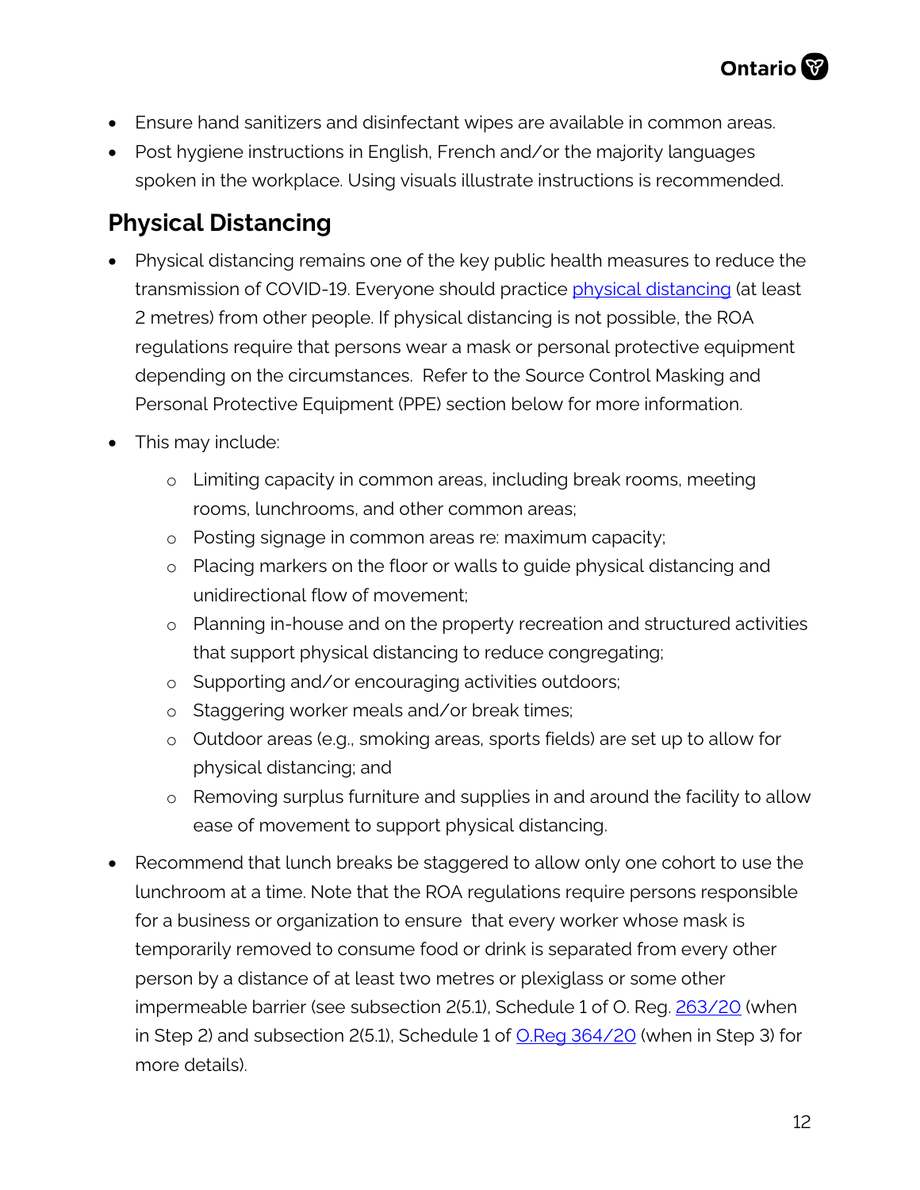- Ensure hand sanitizers and disinfectant wipes are available in common areas.
- Post hygiene instructions in English, French and/or the majority languages spoken in the workplace. Using visuals illustrate instructions is recommended.

## Physical Distancing

- Physical distancing remains one of the key public health measures to reduce the transmission of COVID-19. Everyone should practice [physical distancing](physical distancing) (at least 2 metres) from other people. If physical distancing is not possible, the ROA regulations require that persons wear a mask or personal protective equipment depending on the circumstances. Refer to the Source Control Masking and Personal Protective Equipment (PPE) section below for more information.
- This may include:
    - Limiting capacity in common areas, including break rooms, meeting rooms, lunchrooms, and other common areas;
    - Posting signage in common areas re: maximum capacity;
    - Placing markers on the floor or walls to guide physical distancing and unidirectional flow of movement;
    - Planning in-house and on the property recreation and structured activities that support physical distancing to reduce congregating;
    - Supporting and/or encouraging activities outdoors;
    - Staggering worker meals and/or break times;
    - Outdoor areas (e.g., smoking areas, sports fields) are set up to allow for physical distancing; and
    - Removing surplus furniture and supplies in and around the facility to allow ease of movement to support physical distancing.
- Recommend that lunch breaks be staggered to allow only one cohort to use the lunchroom at a time. Note that the ROA regulations require persons responsible for a business or organization to ensure that every worker whose mask is temporarily removed to consume food or drink is separated from every other person by a distance of at least two metres or plexiglass or some other impermeable barrier (see subsection 2(5.1), Schedule 1 of O. Reg. 263/20 (when in Step 2) and subsection 2(5.1), Schedule 1 of O.Reg 364/20 (when in Step 3) for more details).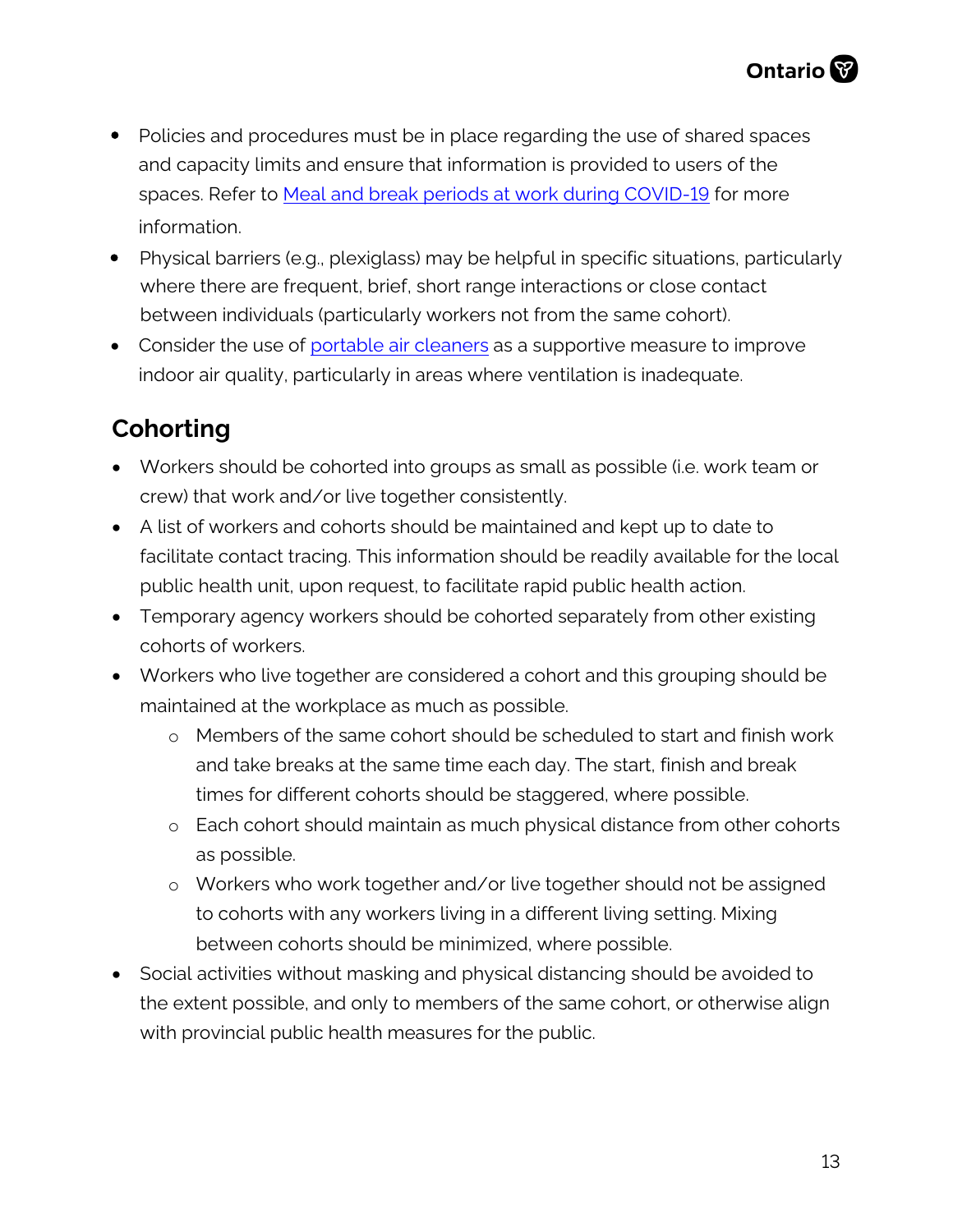- Policies and procedures must be in place regarding the use of shared spaces and capacity limits and ensure that information is provided to users of the spaces. Refer to [Meal and break periods at work during COVID-19]() for more information.
- Physical barriers (e.g., plexiglass) may be helpful in specific situations, particularly where there are frequent, brief, short range interactions or close contact between individuals (particularly workers not from the same cohort).
- Consider the use of [portable air cleaners]() as a supportive measure to improve indoor air quality, particularly in areas where ventilation is inadequate.

## Cohorting

- Workers should be cohorted into groups as small as possible (i.e. work team or crew) that work and/or live together consistently.
- A list of workers and cohorts should be maintained and kept up to date to facilitate contact tracing. This information should be readily available for the local public health unit, upon request, to facilitate rapid public health action.
- Temporary agency workers should be cohorted separately from other existing cohorts of workers.
- Workers who live together are considered a cohort and this grouping should be maintained at the workplace as much as possible.
  - Members of the same cohort should be scheduled to start and finish work and take breaks at the same time each day. The start, finish and break times for different cohorts should be staggered, where possible.
  - Each cohort should maintain as much physical distance from other cohorts as possible.
  - Workers who work together and/or live together should not be assigned to cohorts with any workers living in a different living setting. Mixing between cohorts should be minimized, where possible.
- Social activities without masking and physical distancing should be avoided to the extent possible, and only to members of the same cohort, or otherwise align with provincial public health measures for the public.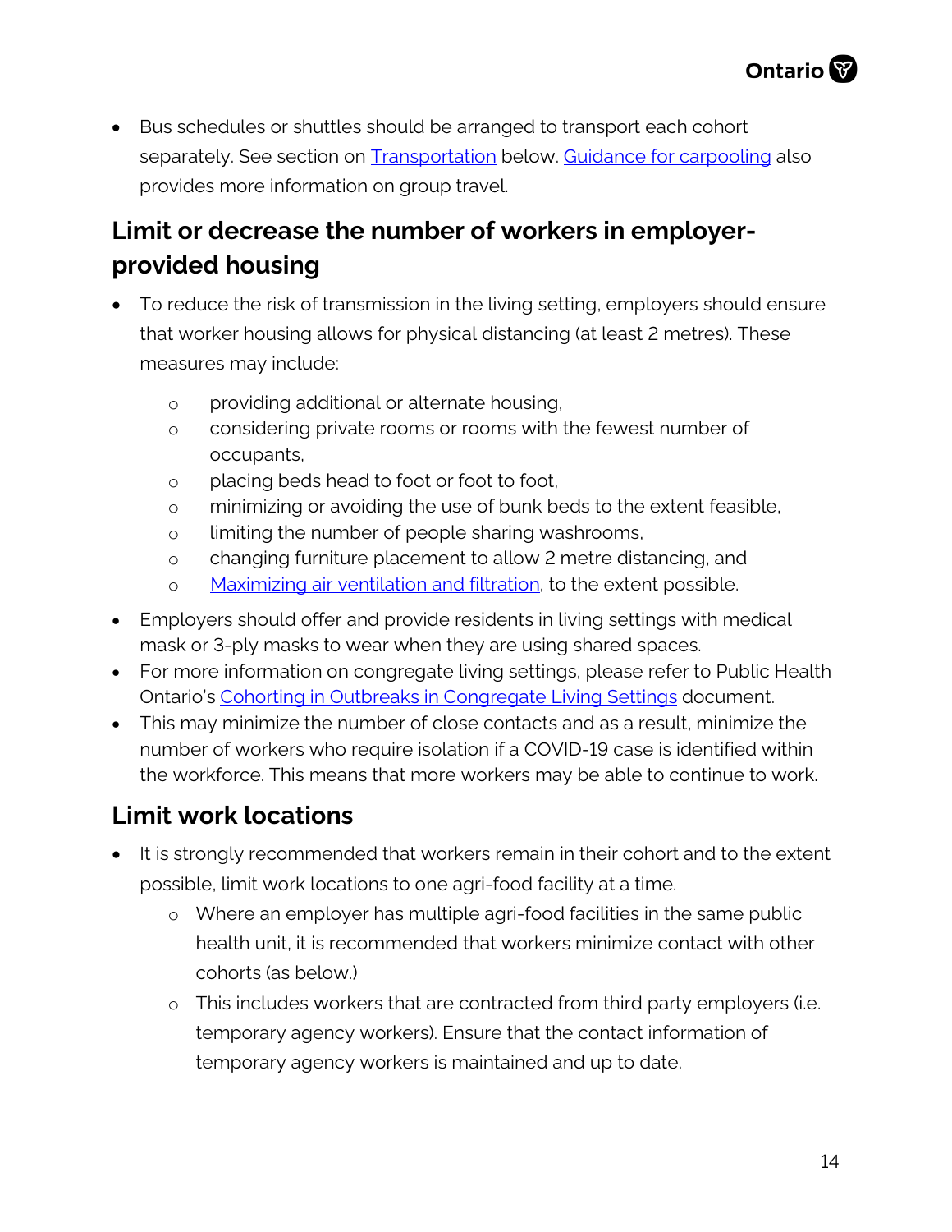- Bus schedules or shuttles should be arranged to transport each cohort separately. See section on [Transportation]() below. [Guidance for carpooling]() also provides more information on group travel.

## Limit or decrease the number of workers in employer-provided housing

- To reduce the risk of transmission in the living setting, employers should ensure that worker housing allows for physical distancing (at least 2 metres). These measures may include:
  - providing additional or alternate housing,
  - considering private rooms or rooms with the fewest number of occupants,
  - placing beds head to foot or foot to foot,
  - minimizing or avoiding the use of bunk beds to the extent feasible,
  - limiting the number of people sharing washrooms,
  - changing furniture placement to allow 2 metre distancing, and
  - [Maximizing air ventilation and filtration](), to the extent possible.
- Employers should offer and provide residents in living settings with medical mask or 3-ply masks to wear when they are using shared spaces.
- For more information on congregate living settings, please refer to Public Health Ontario's [Cohorting in Outbreaks in Congregate Living Settings]() document.
- This may minimize the number of close contacts and as a result, minimize the number of workers who require isolation if a COVID-19 case is identified within the workforce. This means that more workers may be able to continue to work.

## Limit work locations

- It is strongly recommended that workers remain in their cohort and to the extent possible, limit work locations to one agri-food facility at a time.
  - Where an employer has multiple agri-food facilities in the same public health unit, it is recommended that workers minimize contact with other cohorts (as below.)
  - This includes workers that are contracted from third party employers (i.e. temporary agency workers). Ensure that the contact information of temporary agency workers is maintained and up to date.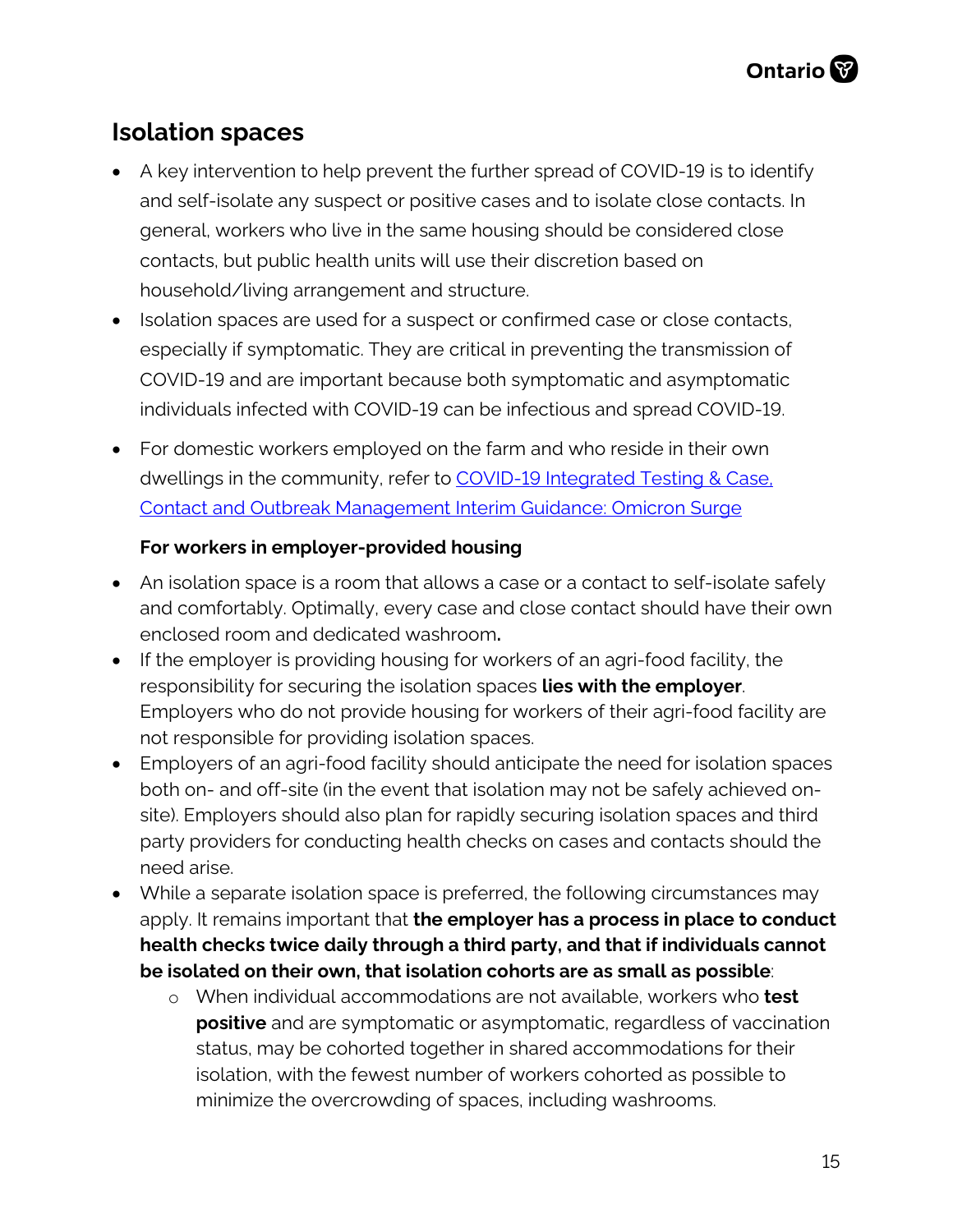## Isolation spaces

- A key intervention to help prevent the further spread of COVID-19 is to identify and self-isolate any suspect or positive cases and to isolate close contacts. In general, workers who live in the same housing should be considered close contacts, but public health units will use their discretion based on household/living arrangement and structure.
- Isolation spaces are used for a suspect or confirmed case or close contacts, especially if symptomatic. They are critical in preventing the transmission of COVID-19 and are important because both symptomatic and asymptomatic individuals infected with COVID-19 can be infectious and spread COVID-19.
- For domestic workers employed on the farm and who reside in their own dwellings in the community, refer to [COVID-19 Integrated Testing & Case, Contact and Outbreak Management Interim Guidance: Omicron Surge]()

**For workers in employer-provided housing**

- An isolation space is a room that allows a case or a contact to self-isolate safely and comfortably. Optimally, every case and close contact should have their own enclosed room and dedicated washroom**.**
- If the employer is providing housing for workers of an agri-food facility, the responsibility for securing the isolation spaces **lies with the employer**. Employers who do not provide housing for workers of their agri-food facility are not responsible for providing isolation spaces.
- Employers of an agri-food facility should anticipate the need for isolation spaces both on- and off-site (in the event that isolation may not be safely achieved on-site). Employers should also plan for rapidly securing isolation spaces and third party providers for conducting health checks on cases and contacts should the need arise.
- While a separate isolation space is preferred, the following circumstances may apply. It remains important that **the employer has a process in place to conduct health checks twice daily through a third party, and that if individuals cannot be isolated on their own, that isolation cohorts are as small as possible**:
  - When individual accommodations are not available, workers who **test positive** and are symptomatic or asymptomatic, regardless of vaccination status, may be cohorted together in shared accommodations for their isolation, with the fewest number of workers cohorted as possible to minimize the overcrowding of spaces, including washrooms.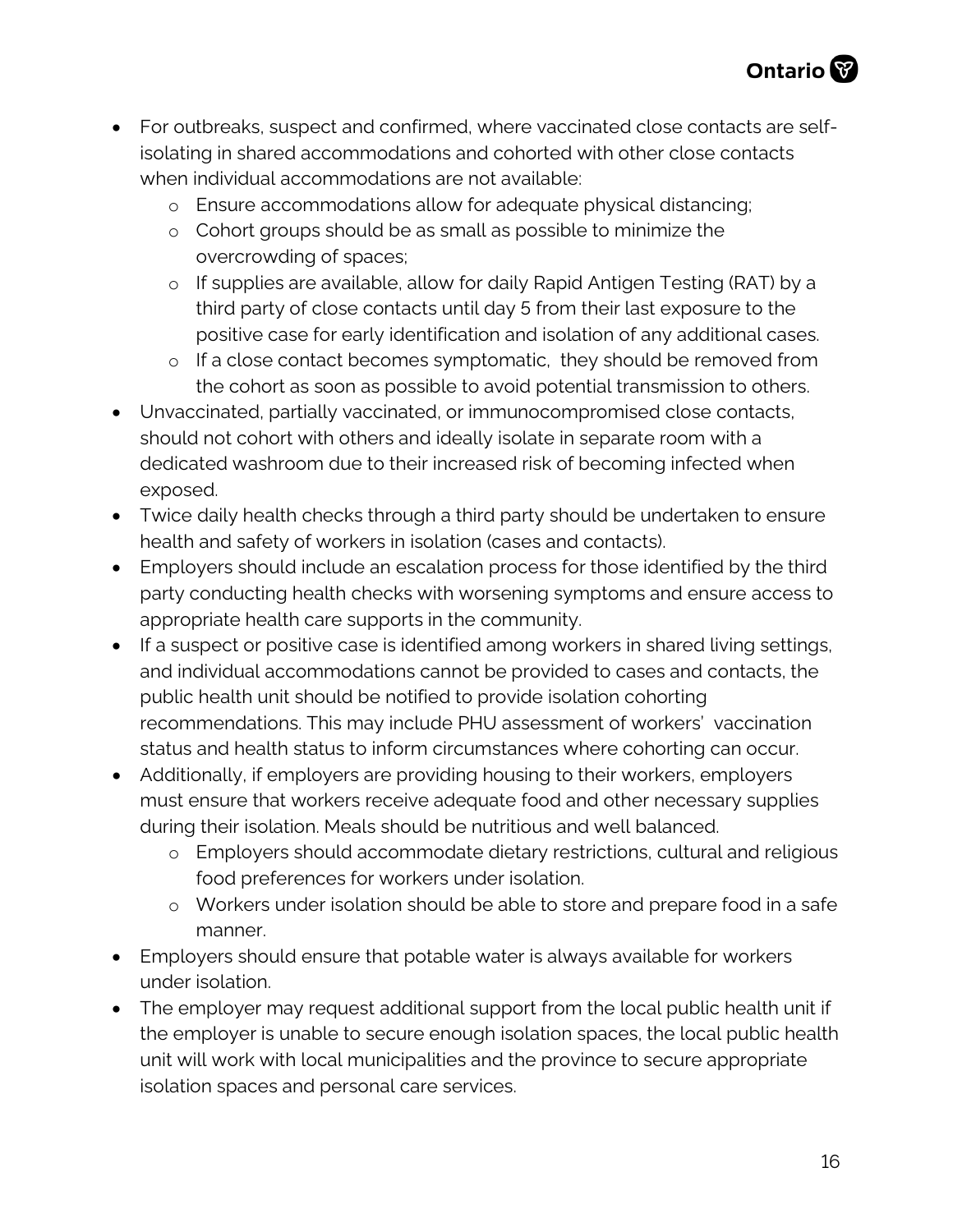- For outbreaks, suspect and confirmed, where vaccinated close contacts are self-isolating in shared accommodations and cohorted with other close contacts when individual accommodations are not available:
  - Ensure accommodations allow for adequate physical distancing;
  - Cohort groups should be as small as possible to minimize the overcrowding of spaces;
  - If supplies are available, allow for daily Rapid Antigen Testing (RAT) by a third party of close contacts until day 5 from their last exposure to the positive case for early identification and isolation of any additional cases.
  - If a close contact becomes symptomatic, they should be removed from the cohort as soon as possible to avoid potential transmission to others.
- Unvaccinated, partially vaccinated, or immunocompromised close contacts, should not cohort with others and ideally isolate in separate room with a dedicated washroom due to their increased risk of becoming infected when exposed.
- Twice daily health checks through a third party should be undertaken to ensure health and safety of workers in isolation (cases and contacts).
- Employers should include an escalation process for those identified by the third party conducting health checks with worsening symptoms and ensure access to appropriate health care supports in the community.
- If a suspect or positive case is identified among workers in shared living settings, and individual accommodations cannot be provided to cases and contacts, the public health unit should be notified to provide isolation cohorting recommendations. This may include PHU assessment of workers' vaccination status and health status to inform circumstances where cohorting can occur.
- Additionally, if employers are providing housing to their workers, employers must ensure that workers receive adequate food and other necessary supplies during their isolation. Meals should be nutritious and well balanced.
  - Employers should accommodate dietary restrictions, cultural and religious food preferences for workers under isolation.
  - Workers under isolation should be able to store and prepare food in a safe manner.
- Employers should ensure that potable water is always available for workers under isolation.
- The employer may request additional support from the local public health unit if the employer is unable to secure enough isolation spaces, the local public health unit will work with local municipalities and the province to secure appropriate isolation spaces and personal care services.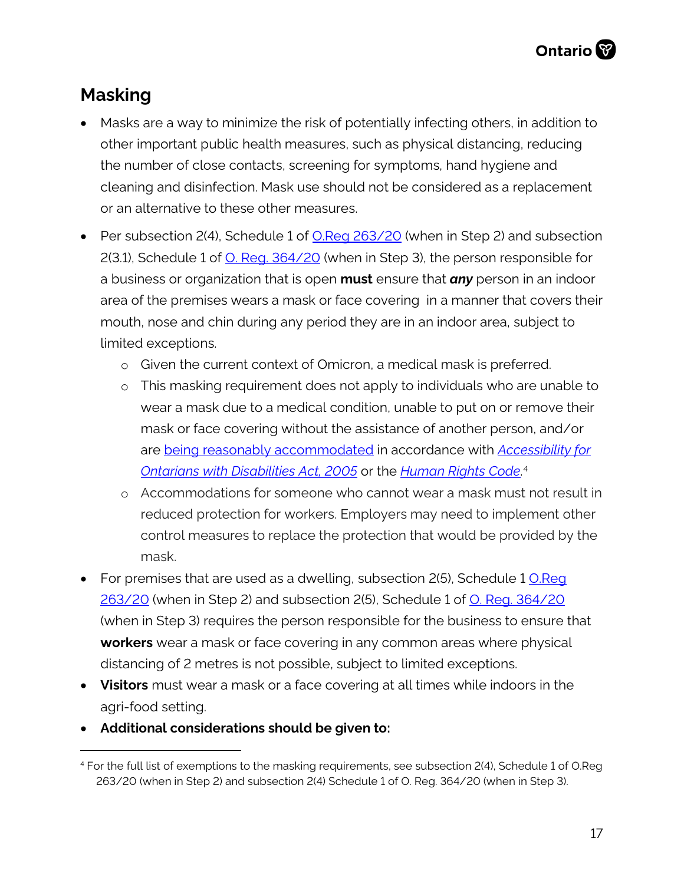## Masking

- Masks are a way to minimize the risk of potentially infecting others, in addition to other important public health measures, such as physical distancing, reducing the number of close contacts, screening for symptoms, hand hygiene and cleaning and disinfection. Mask use should not be considered as a replacement or an alternative to these other measures.
- Per subsection 2(4), Schedule 1 of O.Reg 263/20 (when in Step 2) and subsection 2(3.1), Schedule 1 of O. Reg. 364/20 (when in Step 3), the person responsible for a business or organization that is open **must** ensure that ***any*** person in an indoor area of the premises wears a mask or face covering in a manner that covers their mouth, nose and chin during any period they are in an indoor area, subject to limited exceptions.
  - Given the current context of Omicron, a medical mask is preferred.
  - This masking requirement does not apply to individuals who are unable to wear a mask due to a medical condition, unable to put on or remove their mask or face covering without the assistance of another person, and/or are being reasonably accommodated in accordance with *Accessibility for Ontarians with Disabilities Act, 2005* or the *Human Rights Code*.[4]
  - Accommodations for someone who cannot wear a mask must not result in reduced protection for workers. Employers may need to implement other control measures to replace the protection that would be provided by the mask.
- For premises that are used as a dwelling, subsection 2(5), Schedule 1 O.Reg 263/20 (when in Step 2) and subsection 2(5), Schedule 1 of O. Reg. 364/20 (when in Step 3) requires the person responsible for the business to ensure that **workers** wear a mask or face covering in any common areas where physical distancing of 2 metres is not possible, subject to limited exceptions.
- **Visitors** must wear a mask or a face covering at all times while indoors in the agri-food setting.
- **Additional considerations should be given to:**

[4] For the full list of exemptions to the masking requirements, see subsection 2(4), Schedule 1 of O.Reg 263/20 (when in Step 2) and subsection 2(4) Schedule 1 of O. Reg. 364/20 (when in Step 3).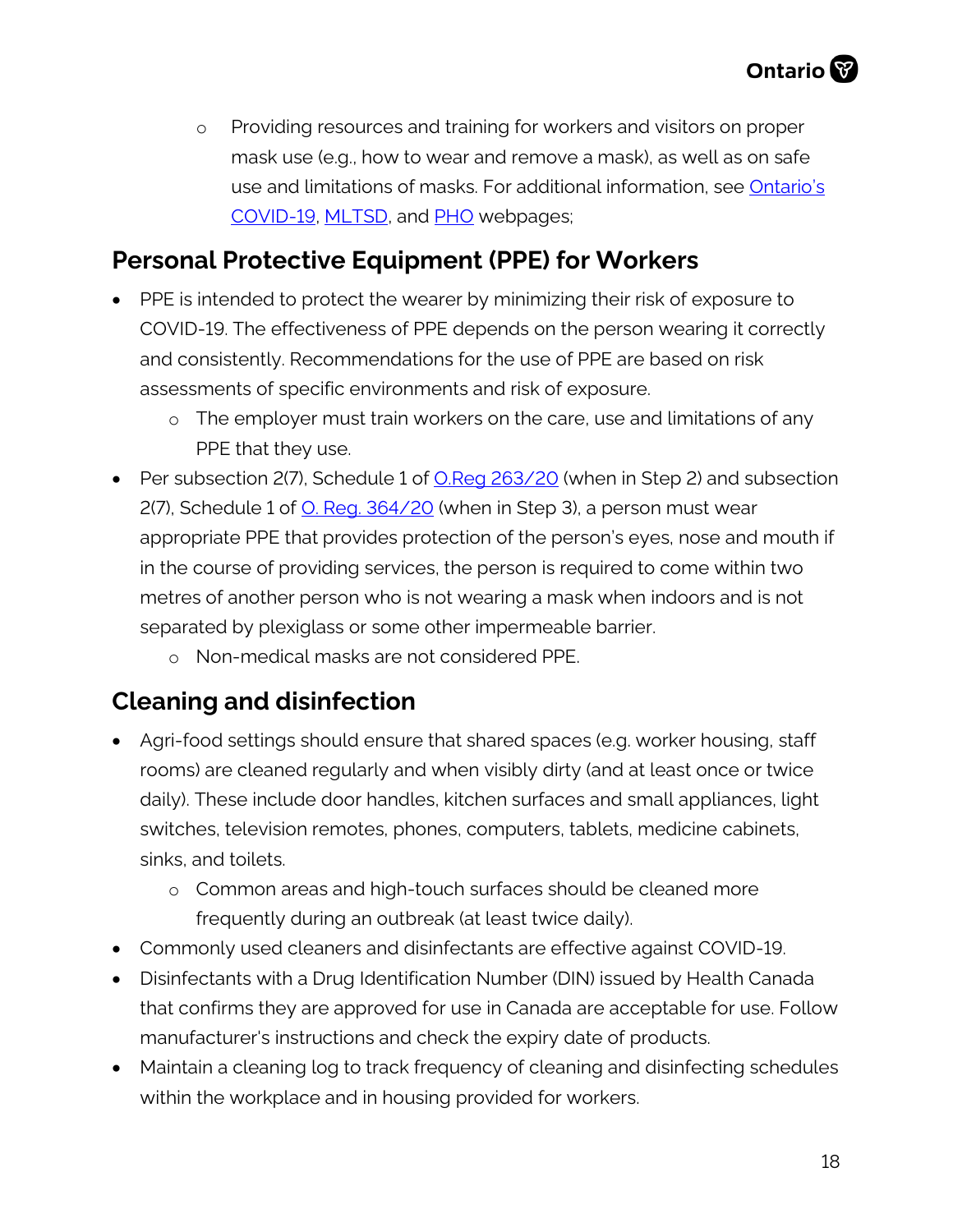- Providing resources and training for workers and visitors on proper mask use (e.g., how to wear and remove a mask), as well as on safe use and limitations of masks. For additional information, see [Ontario's COVID-19](), [MLTSD](), and [PHO]() webpages;

## Personal Protective Equipment (PPE) for Workers

- PPE is intended to protect the wearer by minimizing their risk of exposure to COVID-19. The effectiveness of PPE depends on the person wearing it correctly and consistently. Recommendations for the use of PPE are based on risk assessments of specific environments and risk of exposure.
  - The employer must train workers on the care, use and limitations of any PPE that they use.
- Per subsection 2(7), Schedule 1 of [O.Reg 263/20]() (when in Step 2) and subsection 2(7), Schedule 1 of [O. Reg. 364/20]() (when in Step 3), a person must wear appropriate PPE that provides protection of the person's eyes, nose and mouth if in the course of providing services, the person is required to come within two metres of another person who is not wearing a mask when indoors and is not separated by plexiglass or some other impermeable barrier.
  - Non-medical masks are not considered PPE.

## Cleaning and disinfection

- Agri-food settings should ensure that shared spaces (e.g. worker housing, staff rooms) are cleaned regularly and when visibly dirty (and at least once or twice daily). These include door handles, kitchen surfaces and small appliances, light switches, television remotes, phones, computers, tablets, medicine cabinets, sinks, and toilets.
  - Common areas and high-touch surfaces should be cleaned more frequently during an outbreak (at least twice daily).
- Commonly used cleaners and disinfectants are effective against COVID-19.
- Disinfectants with a Drug Identification Number (DIN) issued by Health Canada that confirms they are approved for use in Canada are acceptable for use. Follow manufacturer's instructions and check the expiry date of products.
- Maintain a cleaning log to track frequency of cleaning and disinfecting schedules within the workplace and in housing provided for workers.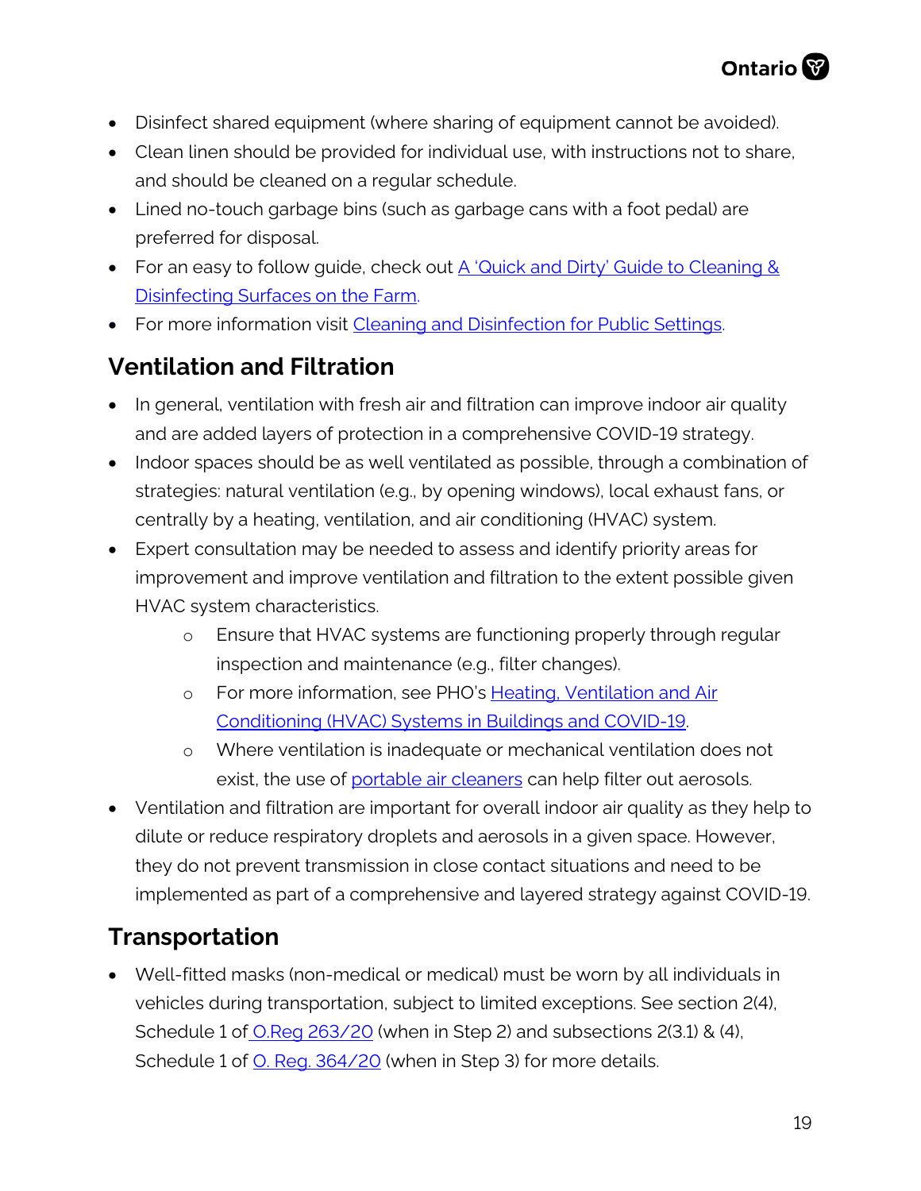- Disinfect shared equipment (where sharing of equipment cannot be avoided).
- Clean linen should be provided for individual use, with instructions not to share, and should be cleaned on a regular schedule.
- Lined no-touch garbage bins (such as garbage cans with a foot pedal) are preferred for disposal.
- For an easy to follow guide, check out [A 'Quick and Dirty' Guide to Cleaning & Disinfecting Surfaces on the Farm]().
- For more information visit [Cleaning and Disinfection for Public Settings]().

## Ventilation and Filtration

- In general, ventilation with fresh air and filtration can improve indoor air quality and are added layers of protection in a comprehensive COVID-19 strategy.
- Indoor spaces should be as well ventilated as possible, through a combination of strategies: natural ventilation (e.g., by opening windows), local exhaust fans, or centrally by a heating, ventilation, and air conditioning (HVAC) system.
- Expert consultation may be needed to assess and identify priority areas for improvement and improve ventilation and filtration to the extent possible given HVAC system characteristics.
    - Ensure that HVAC systems are functioning properly through regular inspection and maintenance (e.g., filter changes).
    - For more information, see PHO's [Heating, Ventilation and Air Conditioning (HVAC) Systems in Buildings and COVID-19]().
    - Where ventilation is inadequate or mechanical ventilation does not exist, the use of [portable air cleaners]() can help filter out aerosols.
- Ventilation and filtration are important for overall indoor air quality as they help to dilute or reduce respiratory droplets and aerosols in a given space. However, they do not prevent transmission in close contact situations and need to be implemented as part of a comprehensive and layered strategy against COVID-19.

## Transportation

- Well-fitted masks (non-medical or medical) must be worn by all individuals in vehicles during transportation, subject to limited exceptions. See section 2(4), Schedule 1 of [O.Reg 263/20]() (when in Step 2) and subsections 2(3.1) & (4), Schedule 1 of [O. Reg. 364/20]() (when in Step 3) for more details.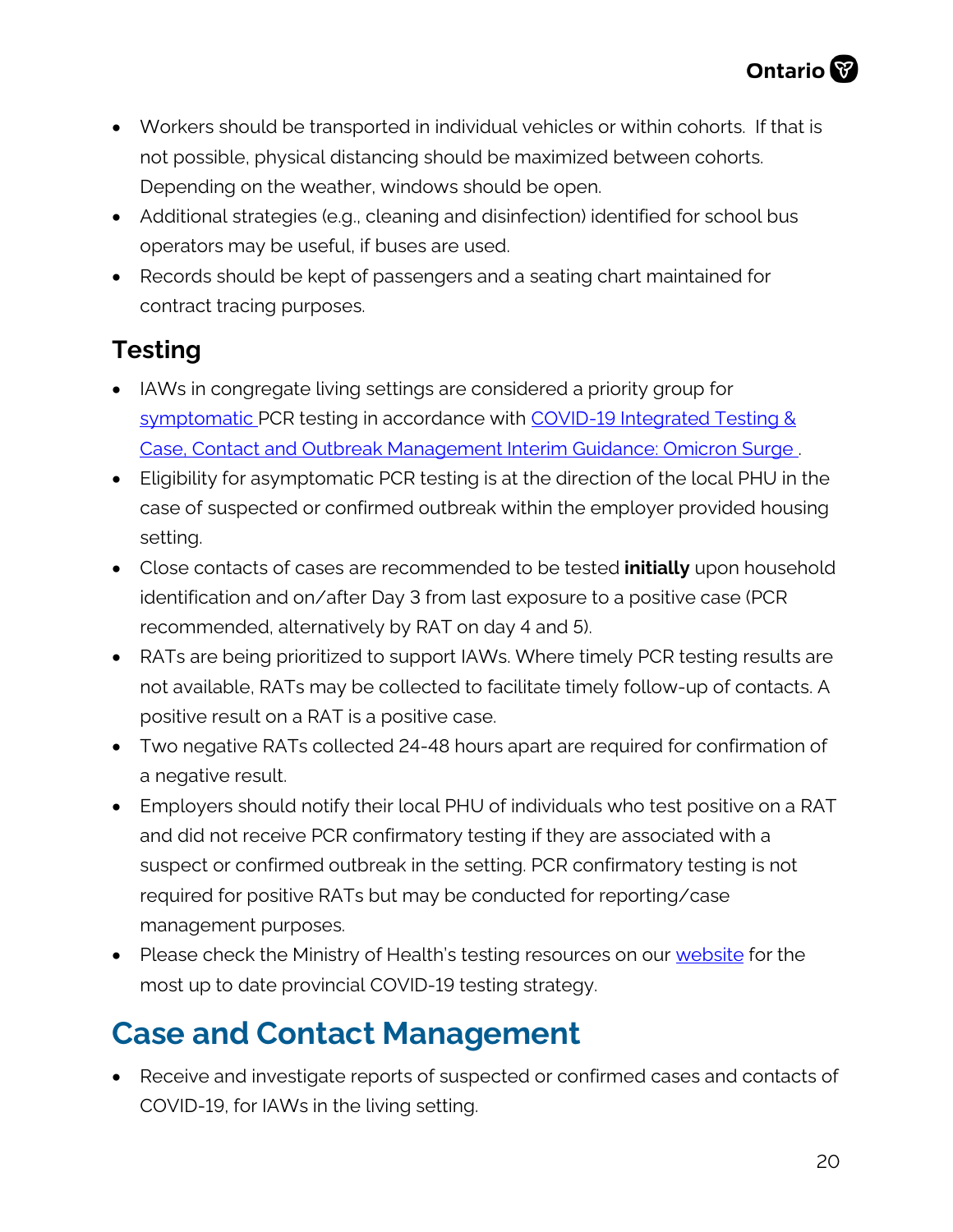- Workers should be transported in individual vehicles or within cohorts. If that is not possible, physical distancing should be maximized between cohorts. Depending on the weather, windows should be open.
- Additional strategies (e.g., cleaning and disinfection) identified for school bus operators may be useful, if buses are used.
- Records should be kept of passengers and a seating chart maintained for contract tracing purposes.

### Testing

- IAWs in congregate living settings are considered a priority group for symptomatic PCR testing in accordance with COVID-19 Integrated Testing & Case, Contact and Outbreak Management Interim Guidance: Omicron Surge.
- Eligibility for asymptomatic PCR testing is at the direction of the local PHU in the case of suspected or confirmed outbreak within the employer provided housing setting.
- Close contacts of cases are recommended to be tested **initially** upon household identification and on/after Day 3 from last exposure to a positive case (PCR recommended, alternatively by RAT on day 4 and 5).
- RATs are being prioritized to support IAWs. Where timely PCR testing results are not available, RATs may be collected to facilitate timely follow-up of contacts. A positive result on a RAT is a positive case.
- Two negative RATs collected 24-48 hours apart are required for confirmation of a negative result.
- Employers should notify their local PHU of individuals who test positive on a RAT and did not receive PCR confirmatory testing if they are associated with a suspect or confirmed outbreak in the setting. PCR confirmatory testing is not required for positive RATs but may be conducted for reporting/case management purposes.
- Please check the Ministry of Health's testing resources on our website for the most up to date provincial COVID-19 testing strategy.

## Case and Contact Management

- Receive and investigate reports of suspected or confirmed cases and contacts of COVID-19, for IAWs in the living setting.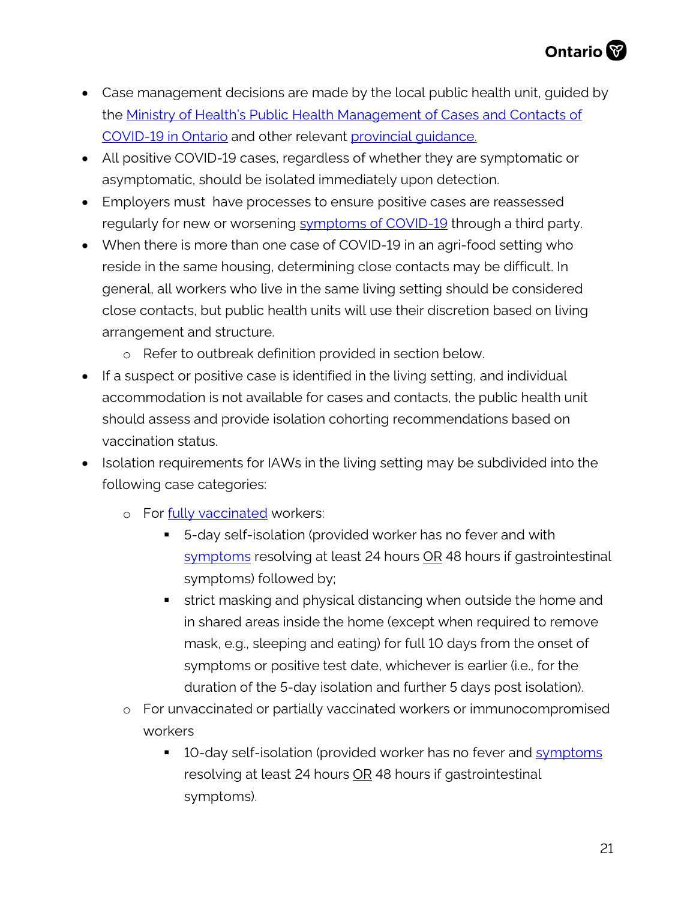- Case management decisions are made by the local public health unit, guided by the Ministry of Health's Public Health Management of Cases and Contacts of COVID-19 in Ontario and other relevant provincial guidance.
- All positive COVID-19 cases, regardless of whether they are symptomatic or asymptomatic, should be isolated immediately upon detection.
- Employers must have processes to ensure positive cases are reassessed regularly for new or worsening symptoms of COVID-19 through a third party.
- When there is more than one case of COVID-19 in an agri-food setting who reside in the same housing, determining close contacts may be difficult. In general, all workers who live in the same living setting should be considered close contacts, but public health units will use their discretion based on living arrangement and structure.
  - Refer to outbreak definition provided in section below.
- If a suspect or positive case is identified in the living setting, and individual accommodation is not available for cases and contacts, the public health unit should assess and provide isolation cohorting recommendations based on vaccination status.
- Isolation requirements for IAWs in the living setting may be subdivided into the following case categories:
  - For fully vaccinated workers:
    - 5-day self-isolation (provided worker has no fever and with symptoms resolving at least 24 hours OR 48 hours if gastrointestinal symptoms) followed by;
    - strict masking and physical distancing when outside the home and in shared areas inside the home (except when required to remove mask, e.g., sleeping and eating) for full 10 days from the onset of symptoms or positive test date, whichever is earlier (i.e., for the duration of the 5-day isolation and further 5 days post isolation).
  - For unvaccinated or partially vaccinated workers or immunocompromised workers
    - 10-day self-isolation (provided worker has no fever and symptoms resolving at least 24 hours OR 48 hours if gastrointestinal symptoms).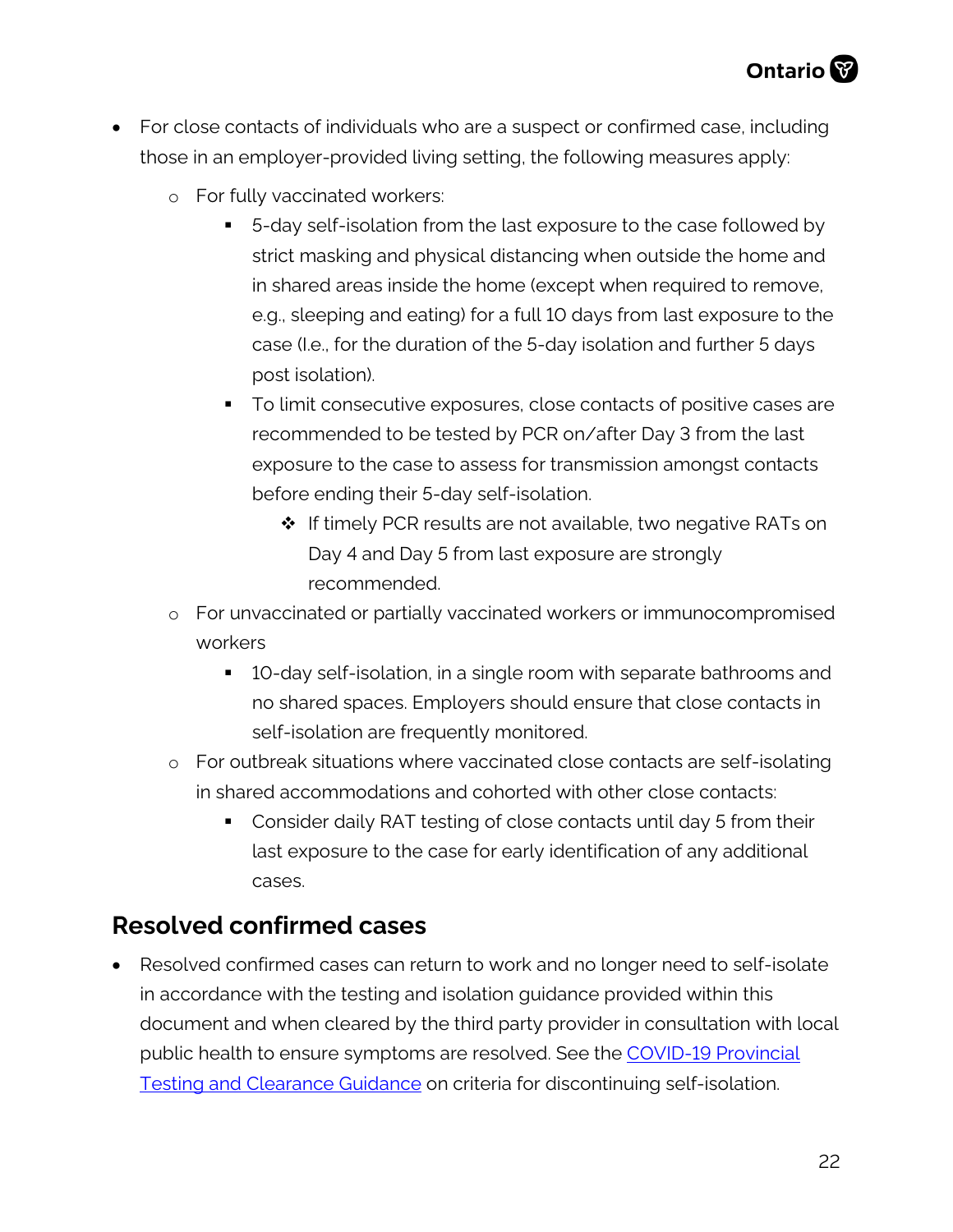- For close contacts of individuals who are a suspect or confirmed case, including those in an employer-provided living setting, the following measures apply:
  - For fully vaccinated workers:
    - 5-day self-isolation from the last exposure to the case followed by strict masking and physical distancing when outside the home and in shared areas inside the home (except when required to remove, e.g., sleeping and eating) for a full 10 days from last exposure to the case (I.e., for the duration of the 5-day isolation and further 5 days post isolation).
    - To limit consecutive exposures, close contacts of positive cases are recommended to be tested by PCR on/after Day 3 from the last exposure to the case to assess for transmission amongst contacts before ending their 5-day self-isolation.
      - If timely PCR results are not available, two negative RATs on Day 4 and Day 5 from last exposure are strongly recommended.
  - For unvaccinated or partially vaccinated workers or immunocompromised workers
    - 10-day self-isolation, in a single room with separate bathrooms and no shared spaces. Employers should ensure that close contacts in self-isolation are frequently monitored.
  - For outbreak situations where vaccinated close contacts are self-isolating in shared accommodations and cohorted with other close contacts:
    - Consider daily RAT testing of close contacts until day 5 from their last exposure to the case for early identification of any additional cases.

## Resolved confirmed cases

- Resolved confirmed cases can return to work and no longer need to self-isolate in accordance with the testing and isolation guidance provided within this document and when cleared by the third party provider in consultation with local public health to ensure symptoms are resolved. See the COVID-19 Provincial Testing and Clearance Guidance on criteria for discontinuing self-isolation.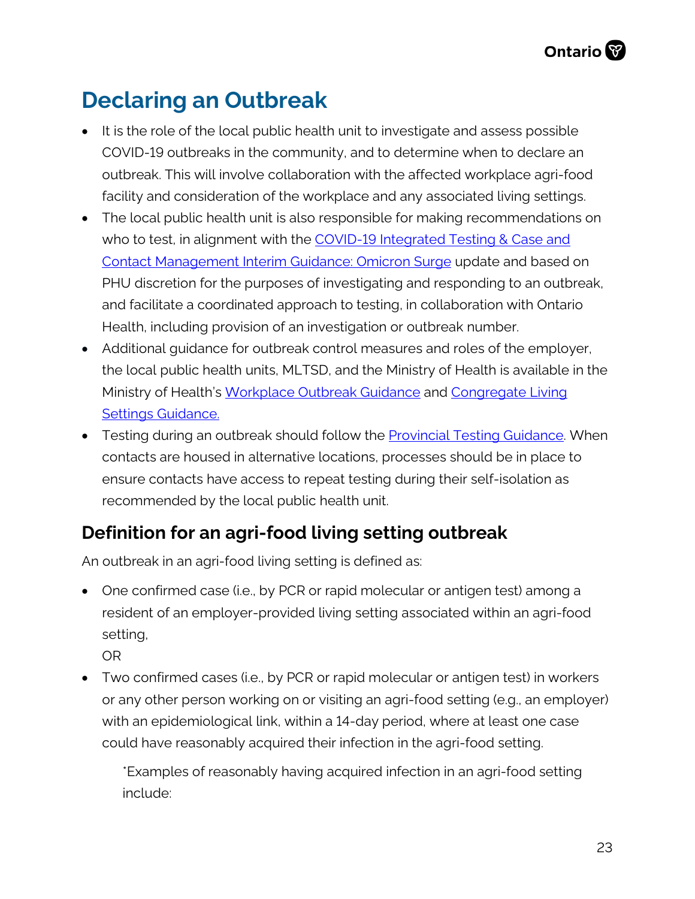# Declaring an Outbreak

- It is the role of the local public health unit to investigate and assess possible COVID-19 outbreaks in the community, and to determine when to declare an outbreak. This will involve collaboration with the affected workplace agri-food facility and consideration of the workplace and any associated living settings.
- The local public health unit is also responsible for making recommendations on who to test, in alignment with the COVID-19 Integrated Testing & Case and Contact Management Interim Guidance: Omicron Surge update and based on PHU discretion for the purposes of investigating and responding to an outbreak, and facilitate a coordinated approach to testing, in collaboration with Ontario Health, including provision of an investigation or outbreak number.
- Additional guidance for outbreak control measures and roles of the employer, the local public health units, MLTSD, and the Ministry of Health is available in the Ministry of Health's Workplace Outbreak Guidance and Congregate Living Settings Guidance.
- Testing during an outbreak should follow the Provincial Testing Guidance. When contacts are housed in alternative locations, processes should be in place to ensure contacts have access to repeat testing during their self-isolation as recommended by the local public health unit.

## Definition for an agri-food living setting outbreak

An outbreak in an agri-food living setting is defined as:

- One confirmed case (i.e., by PCR or rapid molecular or antigen test) among a resident of an employer-provided living setting associated within an agri-food setting,
  OR
- Two confirmed cases (i.e., by PCR or rapid molecular or antigen test) in workers or any other person working on or visiting an agri-food setting (e.g., an employer) with an epidemiological link, within a 14-day period, where at least one case could have reasonably acquired their infection in the agri-food setting.

  *Examples of reasonably having acquired infection in an agri-food setting include: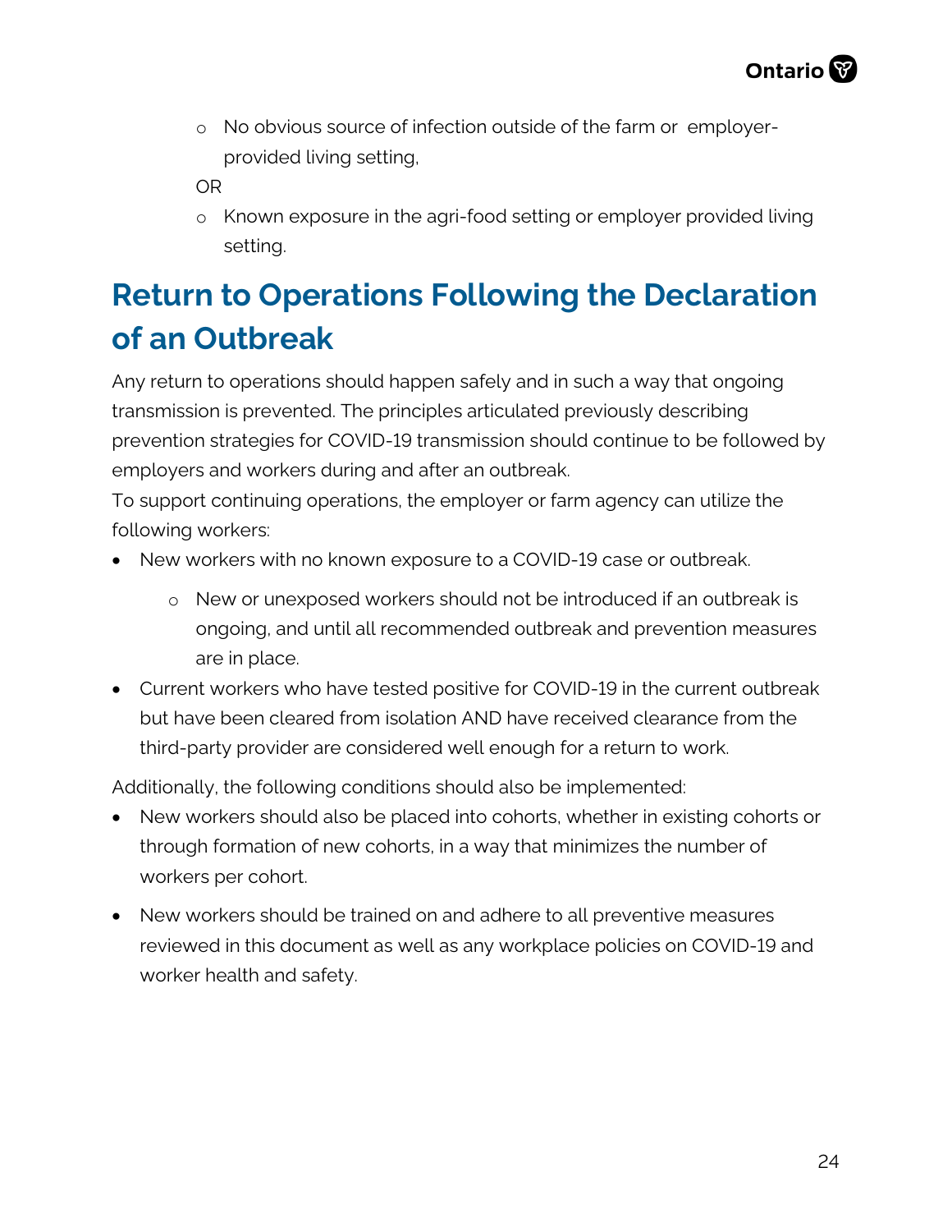- No obvious source of infection outside of the farm or employer-provided living setting,

  OR

   - Known exposure in the agri-food setting or employer provided living setting.

# Return to Operations Following the Declaration of an Outbreak

Any return to operations should happen safely and in such a way that ongoing transmission is prevented. The principles articulated previously describing prevention strategies for COVID-19 transmission should continue to be followed by employers and workers during and after an outbreak.

To support continuing operations, the employer or farm agency can utilize the following workers:

- New workers with no known exposure to a COVID-19 case or outbreak.
  - New or unexposed workers should not be introduced if an outbreak is ongoing, and until all recommended outbreak and prevention measures are in place.
- Current workers who have tested positive for COVID-19 in the current outbreak but have been cleared from isolation AND have received clearance from the third-party provider are considered well enough for a return to work.

Additionally, the following conditions should also be implemented:

- New workers should also be placed into cohorts, whether in existing cohorts or through formation of new cohorts, in a way that minimizes the number of workers per cohort.
- New workers should be trained on and adhere to all preventive measures reviewed in this document as well as any workplace policies on COVID-19 and worker health and safety.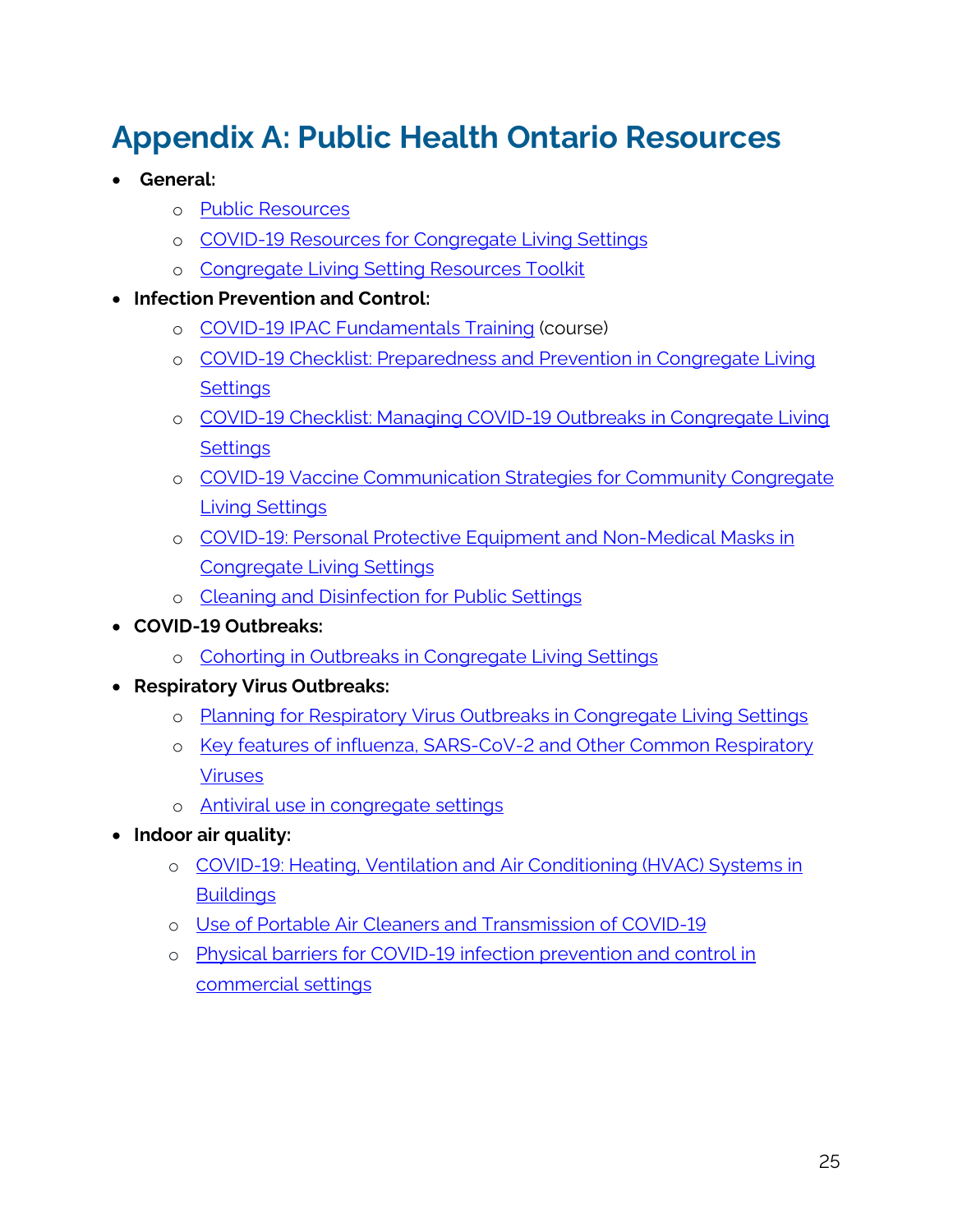# Appendix A: Public Health Ontario Resources

- **General:**
  - Public Resources
  - COVID-19 Resources for Congregate Living Settings
  - Congregate Living Setting Resources Toolkit
- **Infection Prevention and Control:**
  - COVID-19 IPAC Fundamentals Training (course)
  - COVID-19 Checklist: Preparedness and Prevention in Congregate Living Settings
  - COVID-19 Checklist: Managing COVID-19 Outbreaks in Congregate Living Settings
  - COVID-19 Vaccine Communication Strategies for Community Congregate Living Settings
  - COVID-19: Personal Protective Equipment and Non-Medical Masks in Congregate Living Settings
  - Cleaning and Disinfection for Public Settings
- **COVID-19 Outbreaks:**
  - Cohorting in Outbreaks in Congregate Living Settings
- **Respiratory Virus Outbreaks:**
  - Planning for Respiratory Virus Outbreaks in Congregate Living Settings
  - Key features of influenza, SARS-CoV-2 and Other Common Respiratory Viruses
  - Antiviral use in congregate settings
- **Indoor air quality:**
  - COVID-19: Heating, Ventilation and Air Conditioning (HVAC) Systems in Buildings
  - Use of Portable Air Cleaners and Transmission of COVID-19
  - Physical barriers for COVID-19 infection prevention and control in commercial settings